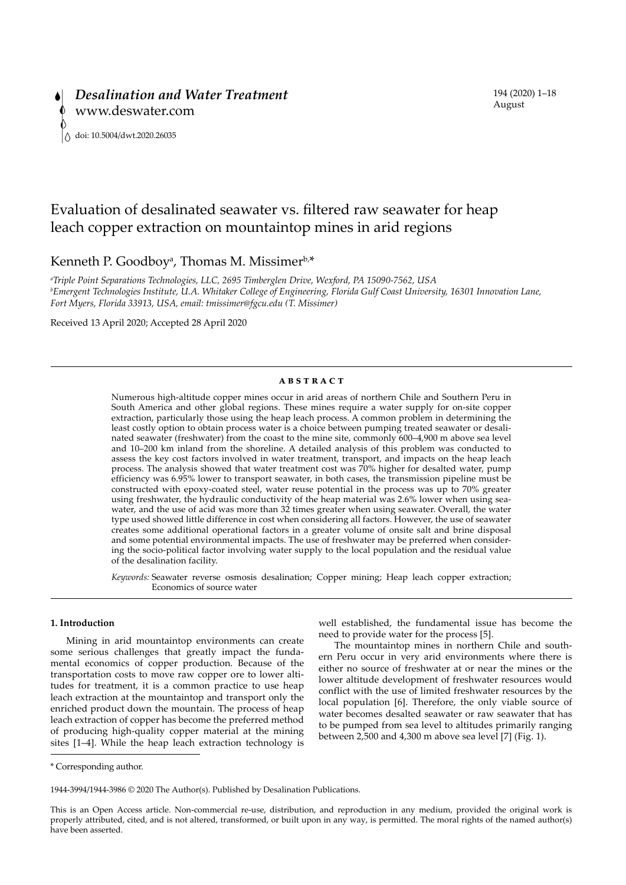# Evaluation of desalinated seawater vs. filtered raw seawater for heap leach copper extraction on mountaintop mines in arid regions

Kenneth P. Goodboy[a], Thomas M. Missimer[b,*]

[a]*Triple Point Separations Technologies, LLC, 2695 Timberglen Drive, Wexford, PA 15090-7562, USA*
[b]*Emergent Technologies Institute, U.A. Whitaker College of Engineering, Florida Gulf Coast University, 16301 Innovation Lane, Fort Myers, Florida 33913, USA, email: tmissimer@fgcu.edu (T. Missimer)*

Received 13 April 2020; Accepted 28 April 2020

## ABSTRACT

Numerous high-altitude copper mines occur in arid areas of northern Chile and Southern Peru in South America and other global regions. These mines require a water supply for on-site copper extraction, particularly those using the heap leach process. A common problem in determining the least costly option to obtain process water is a choice between pumping treated seawater or desalinated seawater (freshwater) from the coast to the mine site, commonly 600–4,900 m above sea level and 10–200 km inland from the shoreline. A detailed analysis of this problem was conducted to assess the key cost factors involved in water treatment, transport, and impacts on the heap leach process. The analysis showed that water treatment cost was 70% higher for desalted water, pump efficiency was 6.95% lower to transport seawater, in both cases, the transmission pipeline must be constructed with epoxy-coated steel, water reuse potential in the process was up to 70% greater using freshwater, the hydraulic conductivity of the heap material was 2.6% lower when using seawater, and the use of acid was more than 32 times greater when using seawater. Overall, the water type used showed little difference in cost when considering all factors. However, the use of seawater creates some additional operational factors in a greater volume of onsite salt and brine disposal and some potential environmental impacts. The use of freshwater may be preferred when considering the socio-political factor involving water supply to the local population and the residual value of the desalination facility.

*Keywords:* Seawater reverse osmosis desalination; Copper mining; Heap leach copper extraction; Economics of source water

## 1. Introduction

Mining in arid mountaintop environments can create some serious challenges that greatly impact the fundamental economics of copper production. Because of the transportation costs to move raw copper ore to lower altitudes for treatment, it is a common practice to use heap leach extraction at the mountaintop and transport only the enriched product down the mountain. The process of heap leach extraction of copper has become the preferred method of producing high-quality copper material at the mining sites [1–4]. While the heap leach extraction technology is well established, the fundamental issue has become the need to provide water for the process [5].

The mountaintop mines in northern Chile and southern Peru occur in very arid environments where there is either no source of freshwater at or near the mines or the lower altitude development of freshwater resources would conflict with the use of limited freshwater resources by the local population [6]. Therefore, the only viable source of water becomes desalted seawater or raw seawater that has to be pumped from sea level to altitudes primarily ranging between 2,500 and 4,300 m above sea level [7] (Fig. 1).

\* Corresponding author.

1944-3994/1944-3986 © 2020 The Author(s). Published by Desalination Publications.

This is an Open Access article. Non-commercial re-use, distribution, and reproduction in any medium, provided the original work is properly attributed, cited, and is not altered, transformed, or built upon in any way, is permitted. The moral rights of the named author(s) have been asserted.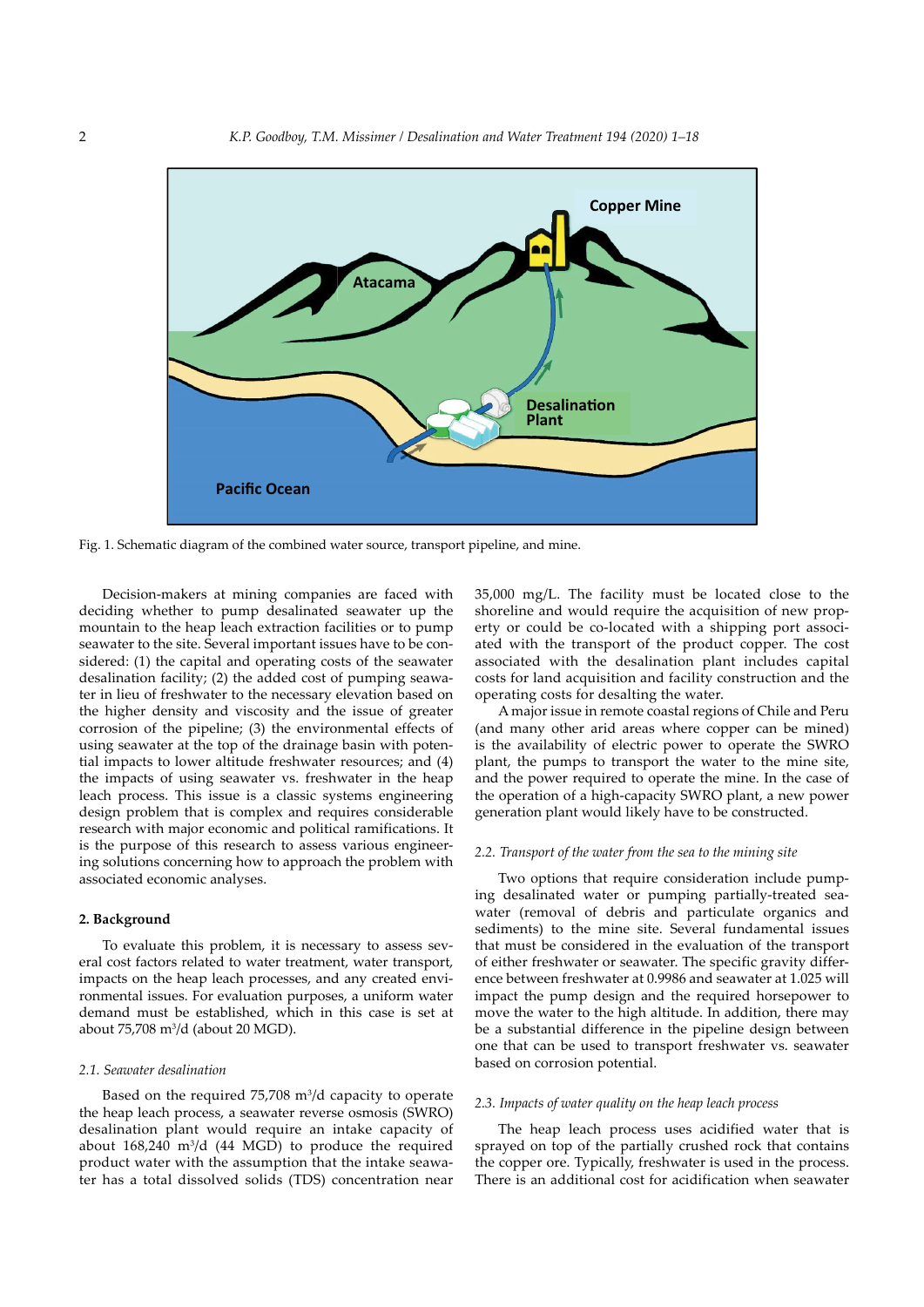Fig. 1. Schematic diagram of the combined water source, transport pipeline, and mine.

Decision-makers at mining companies are faced with deciding whether to pump desalinated seawater up the mountain to the heap leach extraction facilities or to pump seawater to the site. Several important issues have to be considered: (1) the capital and operating costs of the seawater desalination facility; (2) the added cost of pumping seawater in lieu of freshwater to the necessary elevation based on the higher density and viscosity and the issue of greater corrosion of the pipeline; (3) the environmental effects of using seawater at the top of the drainage basin with potential impacts to lower altitude freshwater resources; and (4) the impacts of using seawater vs. freshwater in the heap leach process. This issue is a classic systems engineering design problem that is complex and requires considerable research with major economic and political ramifications. It is the purpose of this research to assess various engineering solutions concerning how to approach the problem with associated economic analyses.

## 2. Background

To evaluate this problem, it is necessary to assess several cost factors related to water treatment, water transport, impacts on the heap leach processes, and any created environmental issues. For evaluation purposes, a uniform water demand must be established, which in this case is set at about 75,708 $m^3$/d (about 20 MGD).

### 2.1. Seawater desalination

Based on the required 75,708 $m^3$/d capacity to operate the heap leach process, a seawater reverse osmosis (SWRO) desalination plant would require an intake capacity of about 168,240 $m^3$/d (44 MGD) to produce the required product water with the assumption that the intake seawater has a total dissolved solids (TDS) concentration near 35,000 mg/L. The facility must be located close to the shoreline and would require the acquisition of new property or could be co-located with a shipping port associated with the transport of the product copper. The cost associated with the desalination plant includes capital costs for land acquisition and facility construction and the operating costs for desalting the water.

A major issue in remote coastal regions of Chile and Peru (and many other arid areas where copper can be mined) is the availability of electric power to operate the SWRO plant, the pumps to transport the water to the mine site, and the power required to operate the mine. In the case of the operation of a high-capacity SWRO plant, a new power generation plant would likely have to be constructed.

### 2.2. Transport of the water from the sea to the mining site

Two options that require consideration include pumping desalinated water or pumping partially-treated seawater (removal of debris and particulate organics and sediments) to the mine site. Several fundamental issues that must be considered in the evaluation of the transport of either freshwater or seawater. The specific gravity difference between freshwater at 0.9986 and seawater at 1.025 will impact the pump design and the required horsepower to move the water to the high altitude. In addition, there may be a substantial difference in the pipeline design between one that can be used to transport freshwater vs. seawater based on corrosion potential.

### 2.3. Impacts of water quality on the heap leach process

The heap leach process uses acidified water that is sprayed on top of the partially crushed rock that contains the copper ore. Typically, freshwater is used in the process. There is an additional cost for acidification when seawater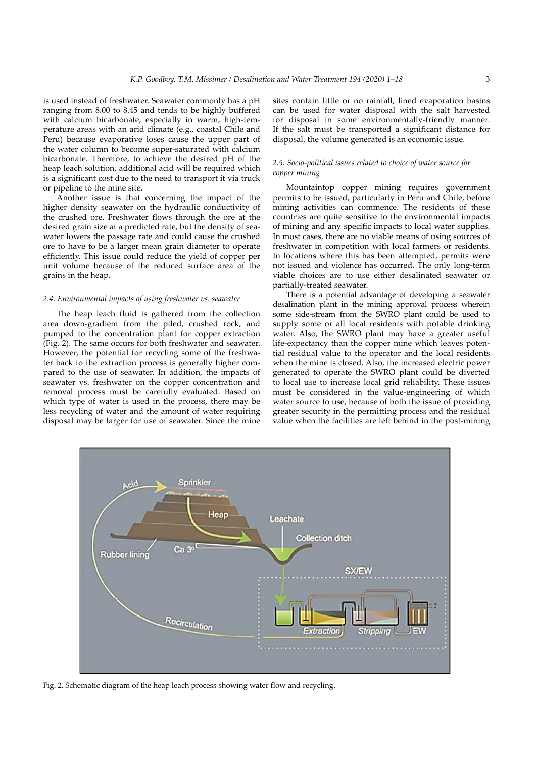is used instead of freshwater. Seawater commonly has a pH ranging from 8.00 to 8.45 and tends to be highly buffered with calcium bicarbonate, especially in warm, high-temperature areas with an arid climate (e.g., coastal Chile and Peru) because evaporative loses cause the upper part of the water column to become super-saturated with calcium bicarbonate. Therefore, to achieve the desired pH of the heap leach solution, additional acid will be required which is a significant cost due to the need to transport it via truck or pipeline to the mine site.

Another issue is that concerning the impact of the higher density seawater on the hydraulic conductivity of the crushed ore. Freshwater flows through the ore at the desired grain size at a predicted rate, but the density of seawater lowers the passage rate and could cause the crushed ore to have to be a larger mean grain diameter to operate efficiently. This issue could reduce the yield of copper per unit volume because of the reduced surface area of the grains in the heap.

### 2.4. Environmental impacts of using freshwater vs. seawater

The heap leach fluid is gathered from the collection area down-gradient from the piled, crushed rock, and pumped to the concentration plant for copper extraction (Fig. 2). The same occurs for both freshwater and seawater. However, the potential for recycling some of the freshwater back to the extraction process is generally higher compared to the use of seawater. In addition, the impacts of seawater vs. freshwater on the copper concentration and removal process must be carefully evaluated. Based on which type of water is used in the process, there may be less recycling of water and the amount of water requiring disposal may be larger for use of seawater. Since the mine sites contain little or no rainfall, lined evaporation basins can be used for water disposal with the salt harvested for disposal in some environmentally-friendly manner. If the salt must be transported a significant distance for disposal, the volume generated is an economic issue.

### 2.5. Socio-political issues related to choice of water source for copper mining

Mountaintop copper mining requires government permits to be issued, particularly in Peru and Chile, before mining activities can commence. The residents of these countries are quite sensitive to the environmental impacts of mining and any specific impacts to local water supplies. In most cases, there are no viable means of using sources of freshwater in competition with local farmers or residents. In locations where this has been attempted, permits were not issued and violence has occurred. The only long-term viable choices are to use either desalinated seawater or partially-treated seawater.

There is a potential advantage of developing a seawater desalination plant in the mining approval process wherein some side-stream from the SWRO plant could be used to supply some or all local residents with potable drinking water. Also, the SWRO plant may have a greater useful life-expectancy than the copper mine which leaves potential residual value to the operator and the local residents when the mine is closed. Also, the increased electric power generated to operate the SWRO plant could be diverted to local use to increase local grid reliability. These issues must be considered in the value-engineering of which water source to use, because of both the issue of providing greater security in the permitting process and the residual value when the facilities are left behind in the post-mining

Fig. 2. Schematic diagram of the heap leach process showing water flow and recycling.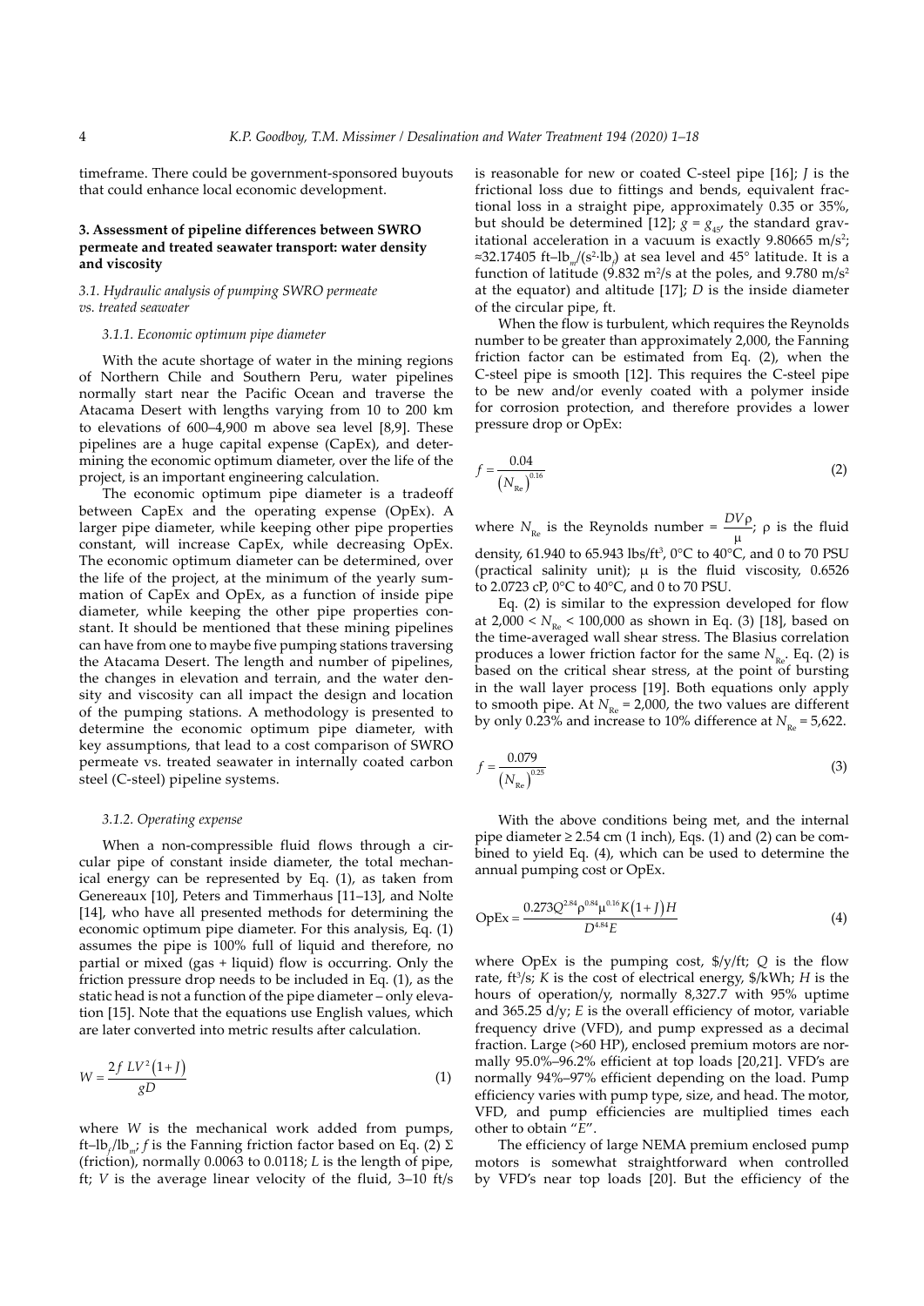timeframe. There could be government-sponsored buyouts that could enhance local economic development.

## 3. Assessment of pipeline differences between SWRO permeate and treated seawater transport: water density and viscosity

### 3.1. Hydraulic analysis of pumping SWRO permeate vs. treated seawater

#### 3.1.1. Economic optimum pipe diameter

With the acute shortage of water in the mining regions of Northern Chile and Southern Peru, water pipelines normally start near the Pacific Ocean and traverse the Atacama Desert with lengths varying from 10 to 200 km to elevations of 600–4,900 m above sea level [8,9]. These pipelines are a huge capital expense (CapEx), and determining the economic optimum diameter, over the life of the project, is an important engineering calculation.

The economic optimum pipe diameter is a tradeoff between CapEx and the operating expense (OpEx). A larger pipe diameter, while keeping other pipe properties constant, will increase CapEx, while decreasing OpEx. The economic optimum diameter can be determined, over the life of the project, at the minimum of the yearly summation of CapEx and OpEx, as a function of inside pipe diameter, while keeping the other pipe properties constant. It should be mentioned that these mining pipelines can have from one to maybe five pumping stations traversing the Atacama Desert. The length and number of pipelines, the changes in elevation and terrain, and the water density and viscosity can all impact the design and location of the pumping stations. A methodology is presented to determine the economic optimum pipe diameter, with key assumptions, that lead to a cost comparison of SWRO permeate vs. treated seawater in internally coated carbon steel (C-steel) pipeline systems.

#### 3.1.2. Operating expense

When a non-compressible fluid flows through a circular pipe of constant inside diameter, the total mechanical energy can be represented by Eq. (1), as taken from Genereaux [10], Peters and Timmerhaus [11–13], and Nolte [14], who have all presented methods for determining the economic optimum pipe diameter. For this analysis, Eq. (1) assumes the pipe is 100% full of liquid and therefore, no partial or mixed (gas + liquid) flow is occurring. Only the friction pressure drop needs to be included in Eq. (1), as the static head is not a function of the pipe diameter – only elevation [15]. Note that the equations use English values, which are later converted into metric results after calculation.

$$W = \frac{2f\,LV^2\left(1+J\right)}{gD} \tag{1}$$

where $W$ is the mechanical work added from pumps, ft–lb$_f$/lb$_m$; $f$ is the Fanning friction factor based on Eq. (2) Σ (friction), normally 0.0063 to 0.0118; $L$ is the length of pipe, ft; $V$ is the average linear velocity of the fluid, 3–10 ft/s is reasonable for new or coated C-steel pipe [16]; $J$ is the frictional loss due to fittings and bends, equivalent fractional loss in a straight pipe, approximately 0.35 or 35%, but should be determined [12]; $g = g_{45}$, the standard gravitational acceleration in a vacuum is exactly 9.80665 m/s$^2$; ≈32.17405 ft–lb$_m$/(s$^2$·lb$_f$) at sea level and 45° latitude. It is a function of latitude (9.832 m$^2$/s at the poles, and 9.780 m/s$^2$ at the equator) and altitude [17]; $D$ is the inside diameter of the circular pipe, ft.

When the flow is turbulent, which requires the Reynolds number to be greater than approximately 2,000, the Fanning friction factor can be estimated from Eq. (2), when the C-steel pipe is smooth [12]. This requires the C-steel pipe to be new and/or evenly coated with a polymer inside for corrosion protection, and therefore provides a lower pressure drop or OpEx:

$$f = \frac{0.04}{\left(N_{\text{Re}}\right)^{0.16}} \tag{2}$$

where $N_{\text{Re}}$ is the Reynolds number $= \dfrac{DV\rho}{\mu}$; $\rho$ is the fluid density, 61.940 to 65.943 lbs/ft$^3$, 0°C to 40°C, and 0 to 70 PSU (practical salinity unit); $\mu$ is the fluid viscosity, 0.6526 to 2.0723 cP, 0°C to 40°C, and 0 to 70 PSU.

Eq. (2) is similar to the expression developed for flow at $2{,}000 < N_{\text{Re}} < 100{,}000$ as shown in Eq. (3) [18], based on the time-averaged wall shear stress. The Blasius correlation produces a lower friction factor for the same $N_{\text{Re}}$. Eq. (2) is based on the critical shear stress, at the point of bursting in the wall layer process [19]. Both equations only apply to smooth pipe. At $N_{\text{Re}} = 2{,}000$, the two values are different by only 0.23% and increase to 10% difference at $N_{\text{Re}} = 5{,}622$.

$$f = \frac{0.079}{\left(N_{\text{Re}}\right)^{0.25}} \tag{3}$$

With the above conditions being met, and the internal pipe diameter ≥ 2.54 cm (1 inch), Eqs. (1) and (2) can be combined to yield Eq. (4), which can be used to determine the annual pumping cost or OpEx.

$$\text{OpEx} = \frac{0.273Q^{2.84}\rho^{0.84}\mu^{0.16}K\left(1+J\right)H}{D^{4.84}E} \tag{4}$$

where OpEx is the pumping cost, \$/y/ft; $Q$ is the flow rate, ft$^3$/s; $K$ is the cost of electrical energy, \$/kWh; $H$ is the hours of operation/y, normally 8,327.7 with 95% uptime and 365.25 d/y; $E$ is the overall efficiency of motor, variable frequency drive (VFD), and pump expressed as a decimal fraction. Large (>60 HP), enclosed premium motors are normally 95.0%–96.2% efficient at top loads [20,21]. VFD's are normally 94%–97% efficient depending on the load. Pump efficiency varies with pump type, size, and head. The motor, VFD, and pump efficiencies are multiplied times each other to obtain "$E$".

The efficiency of large NEMA premium enclosed pump motors is somewhat straightforward when controlled by VFD's near top loads [20]. But the efficiency of the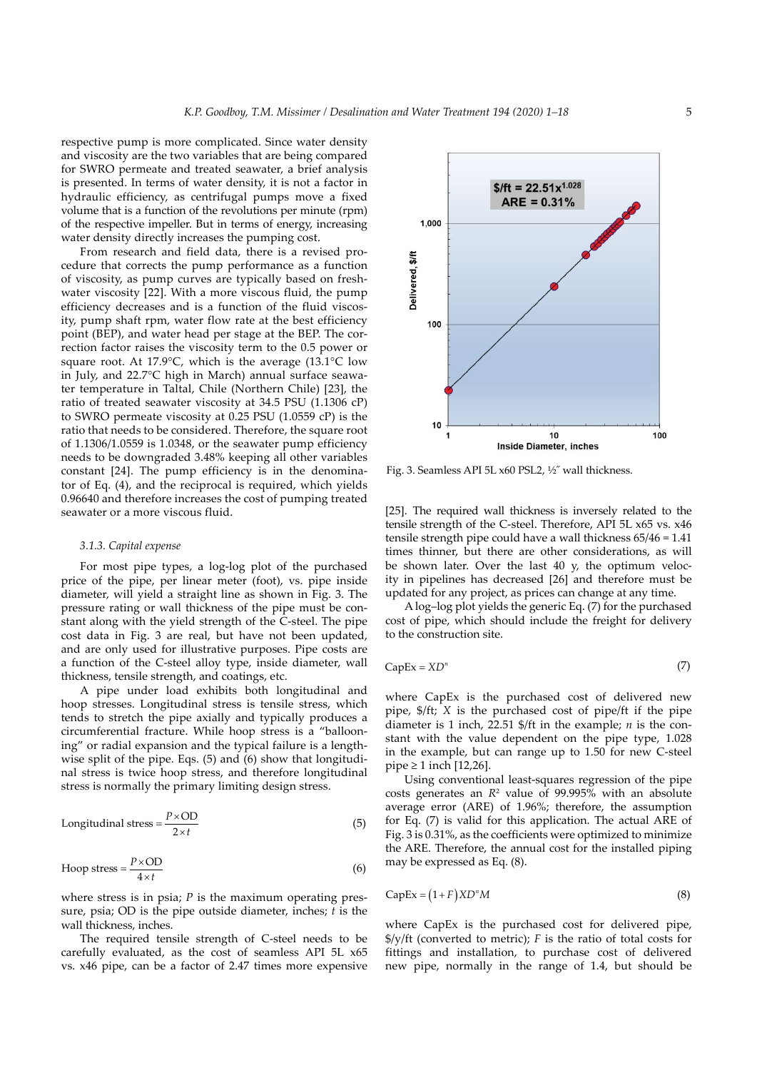respective pump is more complicated. Since water density and viscosity are the two variables that are being compared for SWRO permeate and treated seawater, a brief analysis is presented. In terms of water density, it is not a factor in hydraulic efficiency, as centrifugal pumps move a fixed volume that is a function of the revolutions per minute (rpm) of the respective impeller. But in terms of energy, increasing water density directly increases the pumping cost.

From research and field data, there is a revised procedure that corrects the pump performance as a function of viscosity, as pump curves are typically based on freshwater viscosity [22]. With a more viscous fluid, the pump efficiency decreases and is a function of the fluid viscosity, pump shaft rpm, water flow rate at the best efficiency point (BEP), and water head per stage at the BEP. The correction factor raises the viscosity term to the 0.5 power or square root. At 17.9°C, which is the average (13.1°C low in July, and 22.7°C high in March) annual surface seawater temperature in Taltal, Chile (Northern Chile) [23], the ratio of treated seawater viscosity at 34.5 PSU (1.1306 cP) to SWRO permeate viscosity at 0.25 PSU (1.0559 cP) is the ratio that needs to be considered. Therefore, the square root of 1.1306/1.0559 is 1.0348, or the seawater pump efficiency needs to be downgraded 3.48% keeping all other variables constant [24]. The pump efficiency is in the denominator of Eq. (4), and the reciprocal is required, which yields 0.96640 and therefore increases the cost of pumping treated seawater or a more viscous fluid.

### 3.1.3. Capital expense

For most pipe types, a log-log plot of the purchased price of the pipe, per linear meter (foot), vs. pipe inside diameter, will yield a straight line as shown in Fig. 3. The pressure rating or wall thickness of the pipe must be constant along with the yield strength of the C-steel. The pipe cost data in Fig. 3 are real, but have not been updated, and are only used for illustrative purposes. Pipe costs are a function of the C-steel alloy type, inside diameter, wall thickness, tensile strength, and coatings, etc.

A pipe under load exhibits both longitudinal and hoop stresses. Longitudinal stress is tensile stress, which tends to stretch the pipe axially and typically produces a circumferential fracture. While hoop stress is a "ballooning" or radial expansion and the typical failure is a lengthwise split of the pipe. Eqs. (5) and (6) show that longitudinal stress is twice hoop stress, and therefore longitudinal stress is normally the primary limiting design stress.

$$\text{Longitudinal stress} = \frac{P \times \text{OD}}{2 \times t} \tag{5}$$

$$\text{Hoop stress} = \frac{P \times \text{OD}}{4 \times t} \tag{6}$$

where stress is in psia; $P$ is the maximum operating pressure, psia; OD is the pipe outside diameter, inches; $t$ is the wall thickness, inches.

The required tensile strength of C-steel needs to be carefully evaluated, as the cost of seamless API 5L x65 vs. x46 pipe, can be a factor of 2.47 times more expensive

Fig. 3. Seamless API 5L x60 PSL2, ½″ wall thickness.

[25]. The required wall thickness is inversely related to the tensile strength of the C-steel. Therefore, API 5L x65 vs. x46 tensile strength pipe could have a wall thickness 65/46 = 1.41 times thinner, but there are other considerations, as will be shown later. Over the last 40 y, the optimum velocity in pipelines has decreased [26] and therefore must be updated for any project, as prices can change at any time.

A log–log plot yields the generic Eq. (7) for the purchased cost of pipe, which should include the freight for delivery to the construction site.

$$\text{CapEx} = XD^n \tag{7}$$

where CapEx is the purchased cost of delivered new pipe, \$/ft; $X$ is the purchased cost of pipe/ft if the pipe diameter is 1 inch, 22.51 \$/ft in the example; $n$ is the constant with the value dependent on the pipe type, 1.028 in the example, but can range up to 1.50 for new C-steel pipe ≥ 1 inch [12,26].

Using conventional least-squares regression of the pipe costs generates an $R^2$ value of 99.995% with an absolute average error (ARE) of 1.96%; therefore, the assumption for Eq. (7) is valid for this application. The actual ARE of Fig. 3 is 0.31%, as the coefficients were optimized to minimize the ARE. Therefore, the annual cost for the installed piping may be expressed as Eq. (8).

$$\text{CapEx} = (1+F)XD^nM \tag{8}$$

where CapEx is the purchased cost for delivered pipe, \$/y/ft (converted to metric); $F$ is the ratio of total costs for fittings and installation, to purchase cost of delivered new pipe, normally in the range of 1.4, but should be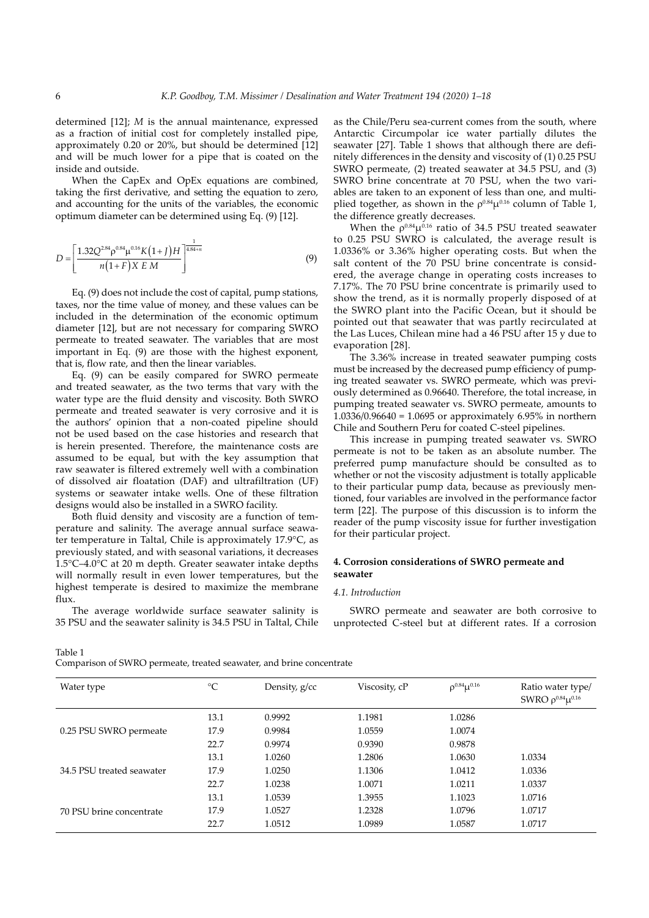determined [12]; $M$ is the annual maintenance, expressed as a fraction of initial cost for completely installed pipe, approximately 0.20 or 20%, but should be determined [12] and will be much lower for a pipe that is coated on the inside and outside.

When the CapEx and OpEx equations are combined, taking the first derivative, and setting the equation to zero, and accounting for the units of the variables, the economic optimum diameter can be determined using Eq. (9) [12].

$$D = \left[\frac{1.32Q^{2.84}\rho^{0.84}\mu^{0.16}K(1+J)H}{n(1+F)X\,E\,M}\right]^{\frac{1}{4.84+n}} \tag{9}$$

Eq. (9) does not include the cost of capital, pump stations, taxes, nor the time value of money, and these values can be included in the determination of the economic optimum diameter [12], but are not necessary for comparing SWRO permeate to treated seawater. The variables that are most important in Eq. (9) are those with the highest exponent, that is, flow rate, and then the linear variables.

Eq. (9) can be easily compared for SWRO permeate and treated seawater, as the two terms that vary with the water type are the fluid density and viscosity. Both SWRO permeate and treated seawater is very corrosive and it is the authors' opinion that a non-coated pipeline should not be used based on the case histories and research that is herein presented. Therefore, the maintenance costs are assumed to be equal, but with the key assumption that raw seawater is filtered extremely well with a combination of dissolved air floatation (DAF) and ultrafiltration (UF) systems or seawater intake wells. One of these filtration designs would also be installed in a SWRO facility.

Both fluid density and viscosity are a function of temperature and salinity. The average annual surface seawater temperature in Taltal, Chile is approximately 17.9°C, as previously stated, and with seasonal variations, it decreases 1.5°C–4.0°C at 20 m depth. Greater seawater intake depths will normally result in even lower temperatures, but the highest temperate is desired to maximize the membrane flux.

The average worldwide surface seawater salinity is 35 PSU and the seawater salinity is 34.5 PSU in Taltal, Chile as the Chile/Peru sea-current comes from the south, where Antarctic Circumpolar ice water partially dilutes the seawater [27]. Table 1 shows that although there are definitely differences in the density and viscosity of (1) 0.25 PSU SWRO permeate, (2) treated seawater at 34.5 PSU, and (3) SWRO brine concentrate at 70 PSU, when the two variables are taken to an exponent of less than one, and multiplied together, as shown in the $\rho^{0.84}\mu^{0.16}$ column of Table 1, the difference greatly decreases.

When the $\rho^{0.84}\mu^{0.16}$ ratio of 34.5 PSU treated seawater to 0.25 PSU SWRO is calculated, the average result is 1.0336% or 3.36% higher operating costs. But when the salt content of the 70 PSU brine concentrate is considered, the average change in operating costs increases to 7.17%. The 70 PSU brine concentrate is primarily used to show the trend, as it is normally properly disposed of at the SWRO plant into the Pacific Ocean, but it should be pointed out that seawater that was partly recirculated at the Las Luces, Chilean mine had a 46 PSU after 15 y due to evaporation [28].

The 3.36% increase in treated seawater pumping costs must be increased by the decreased pump efficiency of pumping treated seawater vs. SWRO permeate, which was previously determined as 0.96640. Therefore, the total increase, in pumping treated seawater vs. SWRO permeate, amounts to 1.0336/0.96640 = 1.0695 or approximately 6.95% in northern Chile and Southern Peru for coated C-steel pipelines.

This increase in pumping treated seawater vs. SWRO permeate is not to be taken as an absolute number. The preferred pump manufacture should be consulted as to whether or not the viscosity adjustment is totally applicable to their particular pump data, because as previously mentioned, four variables are involved in the performance factor term [22]. The purpose of this discussion is to inform the reader of the pump viscosity issue for further investigation for their particular project.

## 4. Corrosion considerations of SWRO permeate and seawater

### 4.1. Introduction

SWRO permeate and seawater are both corrosive to unprotected C-steel but at different rates. If a corrosion

Table 1
Comparison of SWRO permeate, treated seawater, and brine concentrate

| Water type | °C | Density, g/cc | Viscosity, cP | $\rho^{0.84}\mu^{0.16}$ | Ratio water type/ SWRO $\rho^{0.84}\mu^{0.16}$ |
|---|---|---|---|---|---|
| | 13.1 | 0.9992 | 1.1981 | 1.0286 | |
| 0.25 PSU SWRO permeate | 17.9 | 0.9984 | 1.0559 | 1.0074 | |
| | 22.7 | 0.9974 | 0.9390 | 0.9878 | |
| | 13.1 | 1.0260 | 1.2806 | 1.0630 | 1.0334 |
| 34.5 PSU treated seawater | 17.9 | 1.0250 | 1.1306 | 1.0412 | 1.0336 |
| | 22.7 | 1.0238 | 1.0071 | 1.0211 | 1.0337 |
| | 13.1 | 1.0539 | 1.3955 | 1.1023 | 1.0716 |
| 70 PSU brine concentrate | 17.9 | 1.0527 | 1.2328 | 1.0796 | 1.0717 |
| | 22.7 | 1.0512 | 1.0989 | 1.0587 | 1.0717 |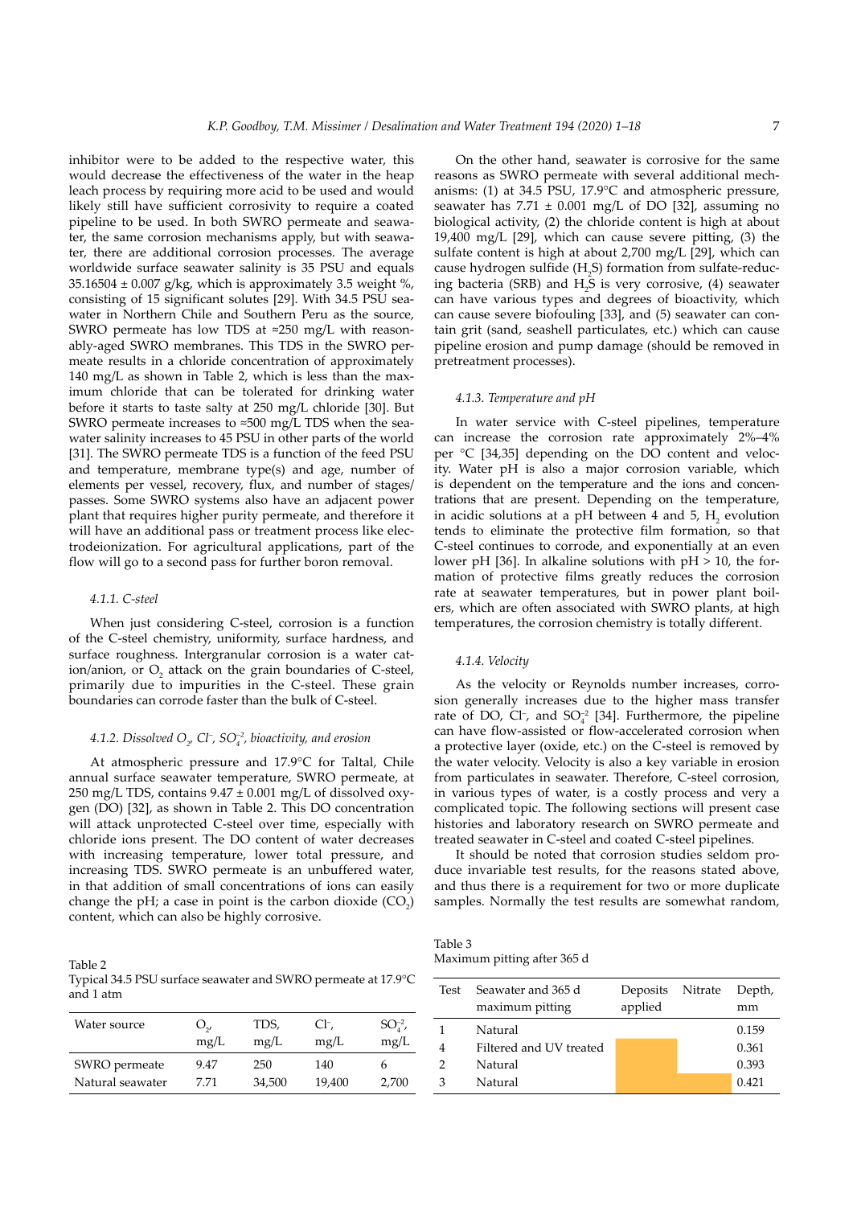inhibitor were to be added to the respective water, this would decrease the effectiveness of the water in the heap leach process by requiring more acid to be used and would likely still have sufficient corrosivity to require a coated pipeline to be used. In both SWRO permeate and seawater, the same corrosion mechanisms apply, but with seawater, there are additional corrosion processes. The average worldwide surface seawater salinity is 35 PSU and equals 35.16504 ± 0.007 g/kg, which is approximately 3.5 weight %, consisting of 15 significant solutes [29]. With 34.5 PSU seawater in Northern Chile and Southern Peru as the source, SWRO permeate has low TDS at ≈250 mg/L with reasonably-aged SWRO membranes. This TDS in the SWRO permeate results in a chloride concentration of approximately 140 mg/L as shown in Table 2, which is less than the maximum chloride that can be tolerated for drinking water before it starts to taste salty at 250 mg/L chloride [30]. But SWRO permeate increases to ≈500 mg/L TDS when the seawater salinity increases to 45 PSU in other parts of the world [31]. The SWRO permeate TDS is a function of the feed PSU and temperature, membrane type(s) and age, number of elements per vessel, recovery, flux, and number of stages/passes. Some SWRO systems also have an adjacent power plant that requires higher purity permeate, and therefore it will have an additional pass or treatment process like electrodeionization. For agricultural applications, part of the flow will go to a second pass for further boron removal.

#### 4.1.1. C-steel

When just considering C-steel, corrosion is a function of the C-steel chemistry, uniformity, surface hardness, and surface roughness. Intergranular corrosion is a water cation/anion, or $O_2$ attack on the grain boundaries of C-steel, primarily due to impurities in the C-steel. These grain boundaries can corrode faster than the bulk of C-steel.

#### 4.1.2. Dissolved $O_2$, $Cl^-$, $SO_4^{-2}$, bioactivity, and erosion

At atmospheric pressure and 17.9°C for Taltal, Chile annual surface seawater temperature, SWRO permeate, at 250 mg/L TDS, contains 9.47 ± 0.001 mg/L of dissolved oxygen (DO) [32], as shown in Table 2. This DO concentration will attack unprotected C-steel over time, especially with chloride ions present. The DO content of water decreases with increasing temperature, lower total pressure, and increasing TDS. SWRO permeate is an unbuffered water, in that addition of small concentrations of ions can easily change the pH; a case in point is the carbon dioxide ($CO_2$) content, which can also be highly corrosive.

Table 2
Typical 34.5 PSU surface seawater and SWRO permeate at 17.9°C and 1 atm

| Water source | $O_2$, mg/L | TDS, mg/L | $Cl^-$, mg/L | $SO_4^{-2}$, mg/L |
|---|---|---|---|---|
| SWRO permeate | 9.47 | 250 | 140 | 6 |
| Natural seawater | 7.71 | 34,500 | 19,400 | 2,700 |

On the other hand, seawater is corrosive for the same reasons as SWRO permeate with several additional mechanisms: (1) at 34.5 PSU, 17.9°C and atmospheric pressure, seawater has 7.71 ± 0.001 mg/L of DO [32], assuming no biological activity, (2) the chloride content is high at about 19,400 mg/L [29], which can cause severe pitting, (3) the sulfate content is high at about 2,700 mg/L [29], which can cause hydrogen sulfide ($H_2S$) formation from sulfate-reducing bacteria (SRB) and $H_2S$ is very corrosive, (4) seawater can have various types and degrees of bioactivity, which can cause severe biofouling [33], and (5) seawater can contain grit (sand, seashell particulates, etc.) which can cause pipeline erosion and pump damage (should be removed in pretreatment processes).

#### 4.1.3. Temperature and pH

In water service with C-steel pipelines, temperature can increase the corrosion rate approximately 2%–4% per °C [34,35] depending on the DO content and velocity. Water pH is also a major corrosion variable, which is dependent on the temperature and the ions and concentrations that are present. Depending on the temperature, in acidic solutions at a pH between 4 and 5, $H_2$ evolution tends to eliminate the protective film formation, so that C-steel continues to corrode, and exponentially at an even lower pH [36]. In alkaline solutions with pH > 10, the formation of protective films greatly reduces the corrosion rate at seawater temperatures, but in power plant boilers, which are often associated with SWRO plants, at high temperatures, the corrosion chemistry is totally different.

#### 4.1.4. Velocity

As the velocity or Reynolds number increases, corrosion generally increases due to the higher mass transfer rate of DO, $Cl^-$, and $SO_4^{-2}$ [34]. Furthermore, the pipeline can have flow-assisted or flow-accelerated corrosion when a protective layer (oxide, etc.) on the C-steel is removed by the water velocity. Velocity is also a key variable in erosion from particulates in seawater. Therefore, C-steel corrosion, in various types of water, is a costly process and very a complicated topic. The following sections will present case histories and laboratory research on SWRO permeate and treated seawater in C-steel and coated C-steel pipelines.

It should be noted that corrosion studies seldom produce invariable test results, for the reasons stated above, and thus there is a requirement for two or more duplicate samples. Normally the test results are somewhat random,

Table 3
Maximum pitting after 365 d

| Test | Seawater and 365 d maximum pitting | Deposits applied | Nitrate | Depth, mm |
|---|---|---|---|---|
| 1 | Natural | | | 0.159 |
| 4 | Filtered and UV treated | ■ | | 0.361 |
| 2 | Natural | ■ | | 0.393 |
| 3 | Natural | ■ | ■ | 0.421 |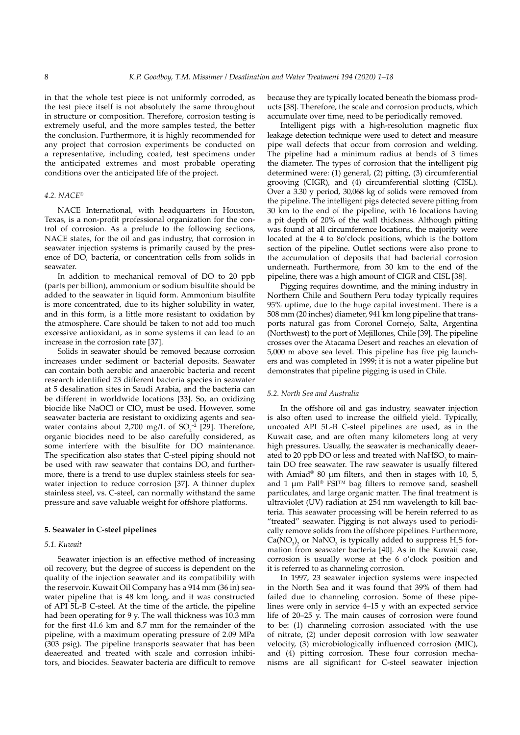in that the whole test piece is not uniformly corroded, as the test piece itself is not absolutely the same throughout in structure or composition. Therefore, corrosion testing is extremely useful, and the more samples tested, the better the conclusion. Furthermore, it is highly recommended for any project that corrosion experiments be conducted on a representative, including coated, test specimens under the anticipated extremes and most probable operating conditions over the anticipated life of the project.

### 4.2. NACE®

NACE International, with headquarters in Houston, Texas, is a non-profit professional organization for the control of corrosion. As a prelude to the following sections, NACE states, for the oil and gas industry, that corrosion in seawater injection systems is primarily caused by the presence of DO, bacteria, or concentration cells from solids in seawater.

In addition to mechanical removal of DO to 20 ppb (parts per billion), ammonium or sodium bisulfite should be added to the seawater in liquid form. Ammonium bisulfite is more concentrated, due to its higher solubility in water, and in this form, is a little more resistant to oxidation by the atmosphere. Care should be taken to not add too much excessive antioxidant, as in some systems it can lead to an increase in the corrosion rate [37].

Solids in seawater should be removed because corrosion increases under sediment or bacterial deposits. Seawater can contain both aerobic and anaerobic bacteria and recent research identified 23 different bacteria species in seawater at 5 desalination sites in Saudi Arabia, and the bacteria can be different in worldwide locations [33]. So, an oxidizing biocide like NaOCl or $ClO_2$ must be used. However, some seawater bacteria are resistant to oxidizing agents and seawater contains about 2,700 mg/L of $SO_4^{-2}$ [29]. Therefore, organic biocides need to be also carefully considered, as some interfere with the bisulfite for DO maintenance. The specification also states that C-steel piping should not be used with raw seawater that contains DO, and furthermore, there is a trend to use duplex stainless steels for seawater injection to reduce corrosion [37]. A thinner duplex stainless steel, vs. C-steel, can normally withstand the same pressure and save valuable weight for offshore platforms.

## 5. Seawater in C-steel pipelines

### 5.1. Kuwait

Seawater injection is an effective method of increasing oil recovery, but the degree of success is dependent on the quality of the injection seawater and its compatibility with the reservoir. Kuwait Oil Company has a 914 mm (36 in) seawater pipeline that is 48 km long, and it was constructed of API 5L-B C-steel. At the time of the article, the pipeline had been operating for 9 y. The wall thickness was 10.3 mm for the first 41.6 km and 8.7 mm for the remainder of the pipeline, with a maximum operating pressure of 2.09 MPa (303 psig). The pipeline transports seawater that has been deaereated and treated with scale and corrosion inhibitors, and biocides. Seawater bacteria are difficult to remove because they are typically located beneath the biomass products [38]. Therefore, the scale and corrosion products, which accumulate over time, need to be periodically removed.

Intelligent pigs with a high-resolution magnetic flux leakage detection technique were used to detect and measure pipe wall defects that occur from corrosion and welding. The pipeline had a minimum radius at bends of 3 times the diameter. The types of corrosion that the intelligent pig determined were: (1) general, (2) pitting, (3) circumferential grooving (CIGR), and (4) circumferential slotting (CISL). Over a 3.30 y period, 30,068 kg of solids were removed from the pipeline. The intelligent pigs detected severe pitting from 30 km to the end of the pipeline, with 16 locations having a pit depth of 20% of the wall thickness. Although pitting was found at all circumference locations, the majority were located at the 4 to 8o'clock positions, which is the bottom section of the pipeline. Outlet sections were also prone to the accumulation of deposits that had bacterial corrosion underneath. Furthermore, from 30 km to the end of the pipeline, there was a high amount of CIGR and CISL [38].

Pigging requires downtime, and the mining industry in Northern Chile and Southern Peru today typically requires 95% uptime, due to the huge capital investment. There is a 508 mm (20 inches) diameter, 941 km long pipeline that transports natural gas from Coronel Cornejo, Salta, Argentina (Northwest) to the port of Mejillones, Chile [39]. The pipeline crosses over the Atacama Desert and reaches an elevation of 5,000 m above sea level. This pipeline has five pig launchers and was completed in 1999; it is not a water pipeline but demonstrates that pipeline pigging is used in Chile.

### 5.2. North Sea and Australia

In the offshore oil and gas industry, seawater injection is also often used to increase the oilfield yield. Typically, uncoated API 5L-B C-steel pipelines are used, as in the Kuwait case, and are often many kilometers long at very high pressures. Usually, the seawater is mechanically deaerated to 20 ppb DO or less and treated with $NaHSO_3$ to maintain DO free seawater. The raw seawater is usually filtered with Amiad® 80 µm filters, and then in stages with 10, 5, and 1 µm Pall® FSI™ bag filters to remove sand, seashell particulates, and large organic matter. The final treatment is ultraviolet (UV) radiation at 254 nm wavelength to kill bacteria. This seawater processing will be herein referred to as "treated" seawater. Pigging is not always used to periodically remove solids from the offshore pipelines. Furthermore, $Ca(NO_3)_2$ or $NaNO_3$ is typically added to suppress $H_2S$ formation from seawater bacteria [40]. As in the Kuwait case, corrosion is usually worse at the 6 o'clock position and it is referred to as channeling corrosion.

In 1997, 23 seawater injection systems were inspected in the North Sea and it was found that 39% of them had failed due to channeling corrosion. Some of these pipelines were only in service 4–15 y with an expected service life of 20–25 y. The main causes of corrosion were found to be: (1) channeling corrosion associated with the use of nitrate, (2) under deposit corrosion with low seawater velocity, (3) microbiologically influenced corrosion (MIC), and (4) pitting corrosion. These four corrosion mechanisms are all significant for C-steel seawater injection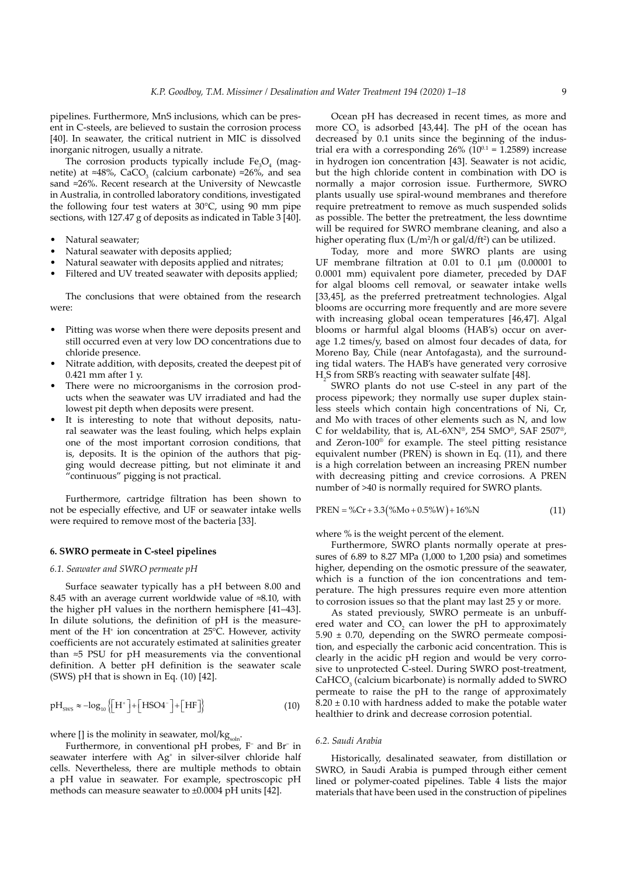pipelines. Furthermore, MnS inclusions, which can be present in C-steels, are believed to sustain the corrosion process [40]. In seawater, the critical nutrient in MIC is dissolved inorganic nitrogen, usually a nitrate.

The corrosion products typically include $Fe_3O_4$ (magnetite) at ≈48%, $CaCO_3$ (calcium carbonate) ≈26%, and sea sand ≈26%. Recent research at the University of Newcastle in Australia, in controlled laboratory conditions, investigated the following four test waters at 30°C, using 90 mm pipe sections, with 127.47 g of deposits as indicated in Table 3 [40].

- Natural seawater;
- Natural seawater with deposits applied;
- Natural seawater with deposits applied and nitrates;
- Filtered and UV treated seawater with deposits applied;

The conclusions that were obtained from the research were:

- Pitting was worse when there were deposits present and still occurred even at very low DO concentrations due to chloride presence.
- Nitrate addition, with deposits, created the deepest pit of 0.421 mm after 1 y.
- There were no microorganisms in the corrosion products when the seawater was UV irradiated and had the lowest pit depth when deposits were present.
- It is interesting to note that without deposits, natural seawater was the least fouling, which helps explain one of the most important corrosion conditions, that is, deposits. It is the opinion of the authors that pigging would decrease pitting, but not eliminate it and "continuous" pigging is not practical.

Furthermore, cartridge filtration has been shown to not be especially effective, and UF or seawater intake wells were required to remove most of the bacteria [33].

## 6. SWRO permeate in C-steel pipelines

### 6.1. Seawater and SWRO permeate pH

Surface seawater typically has a pH between 8.00 and 8.45 with an average current worldwide value of ≈8.10, with the higher pH values in the northern hemisphere [41–43]. In dilute solutions, the definition of pH is the measurement of the $H^+$ ion concentration at 25°C. However, activity coefficients are not accurately estimated at salinities greater than ≈5 PSU for pH measurements via the conventional definition. A better pH definition is the seawater scale (SWS) pH that is shown in Eq. (10) [42].

$$\mathrm{pH}_{\mathrm{SWS}} \approx -\log_{10}\left\{\left[\mathrm{H}^+\right]+\left[\mathrm{HSO4}^-\right]+\left[\mathrm{HF}\right]\right\} \tag{10}$$

where [] is the molinity in seawater, $\mathrm{mol/kg_{soln}}$.

Furthermore, in conventional pH probes, $F^-$ and $Br^-$ in seawater interfere with $Ag^+$ in silver-silver chloride half cells. Nevertheless, there are multiple methods to obtain a pH value in seawater. For example, spectroscopic pH methods can measure seawater to ±0.0004 pH units [42].

Ocean pH has decreased in recent times, as more and more $CO_2$ is adsorbed [43,44]. The pH of the ocean has decreased by 0.1 units since the beginning of the industrial era with a corresponding 26% ($10^{0.1}$ = 1.2589) increase in hydrogen ion concentration [43]. Seawater is not acidic, but the high chloride content in combination with DO is normally a major corrosion issue. Furthermore, SWRO plants usually use spiral-wound membranes and therefore require pretreatment to remove as much suspended solids as possible. The better the pretreatment, the less downtime will be required for SWRO membrane cleaning, and also a higher operating flux ($L/m^2/h$ or $gal/d/ft^2$) can be utilized.

Today, more and more SWRO plants are using UF membrane filtration at 0.01 to 0.1 µm (0.00001 to 0.0001 mm) equivalent pore diameter, preceded by DAF for algal blooms cell removal, or seawater intake wells [33,45], as the preferred pretreatment technologies. Algal blooms are occurring more frequently and are more severe with increasing global ocean temperatures [46,47]. Algal blooms or harmful algal blooms (HAB's) occur on average 1.2 times/y, based on almost four decades of data, for Moreno Bay, Chile (near Antofagasta), and the surrounding tidal waters. The HAB's have generated very corrosive $H_2S$ from SRB's reacting with seawater sulfate [48].

SWRO plants do not use C-steel in any part of the process pipework; they normally use super duplex stainless steels which contain high concentrations of Ni, Cr, and Mo with traces of other elements such as N, and low C for weldability, that is, AL-6XN®, 254 SMO®, SAF 2507®, and Zeron-100® for example. The steel pitting resistance equivalent number (PREN) is shown in Eq. (11), and there is a high correlation between an increasing PREN number with decreasing pitting and crevice corrosions. A PREN number of >40 is normally required for SWRO plants.

$$\mathrm{PREN} = \%\mathrm{Cr} + 3.3\left(\%\mathrm{Mo} + 0.5\%\mathrm{W}\right) + 16\%\mathrm{N} \tag{11}$$

where % is the weight percent of the element.

Furthermore, SWRO plants normally operate at pressures of 6.89 to 8.27 MPa (1,000 to 1,200 psia) and sometimes higher, depending on the osmotic pressure of the seawater, which is a function of the ion concentrations and temperature. The high pressures require even more attention to corrosion issues so that the plant may last 25 y or more.

As stated previously, SWRO permeate is an unbuffered water and $CO_2$ can lower the pH to approximately 5.90 ± 0.70, depending on the SWRO permeate composition, and especially the carbonic acid concentration. This is clearly in the acidic pH region and would be very corrosive to unprotected C-steel. During SWRO post-treatment, $CaHCO_3$ (calcium bicarbonate) is normally added to SWRO permeate to raise the pH to the range of approximately 8.20 ± 0.10 with hardness added to make the potable water healthier to drink and decrease corrosion potential.

### 6.2. Saudi Arabia

Historically, desalinated seawater, from distillation or SWRO, in Saudi Arabia is pumped through either cement lined or polymer-coated pipelines. Table 4 lists the major materials that have been used in the construction of pipelines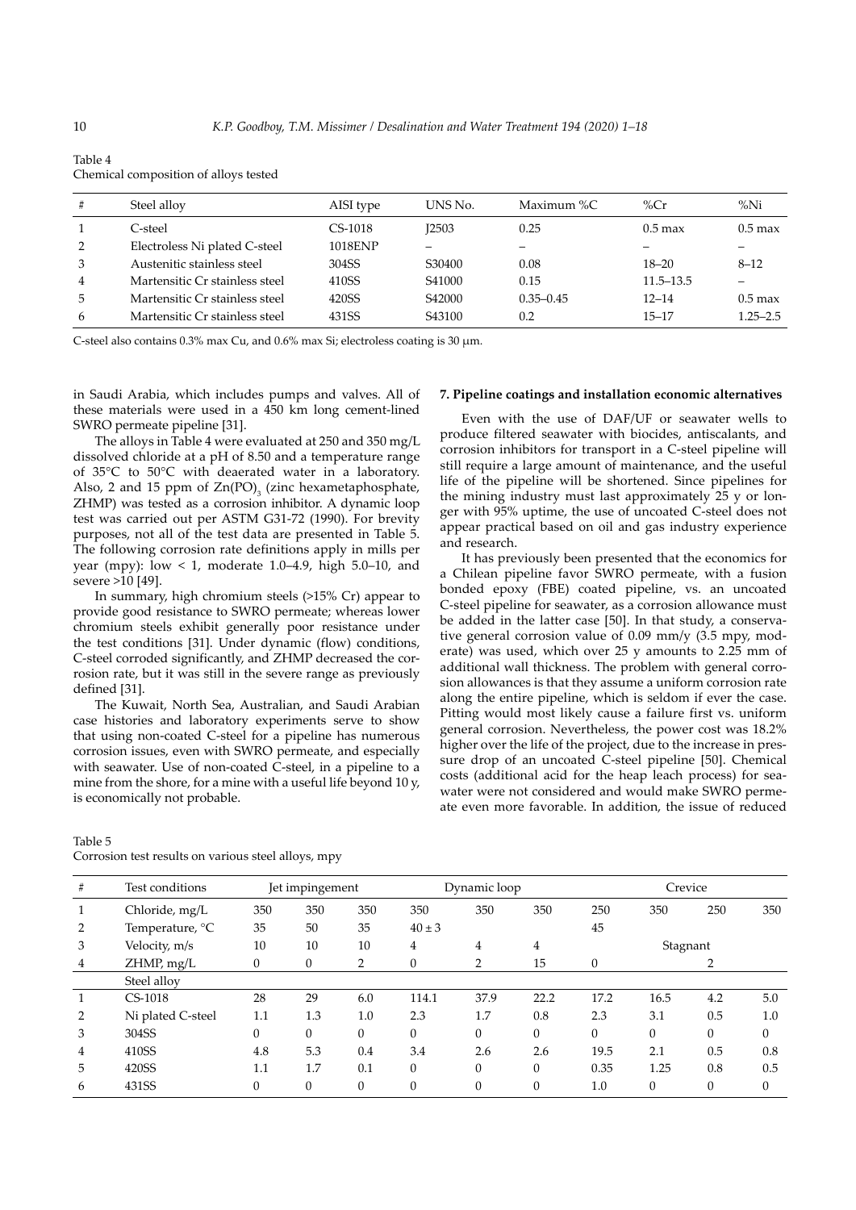Table 4
Chemical composition of alloys tested

| # | Steel alloy | AISI type | UNS No. | Maximum %C | %Cr | %Ni |
|---|---|---|---|---|---|---|
| 1 | C-steel | CS-1018 | J2503 | 0.25 | 0.5 max | 0.5 max |
| 2 | Electroless Ni plated C-steel | 1018ENP | – | – | – | – |
| 3 | Austenitic stainless steel | 304SS | S30400 | 0.08 | 18–20 | 8–12 |
| 4 | Martensitic Cr stainless steel | 410SS | S41000 | 0.15 | 11.5–13.5 | – |
| 5 | Martensitic Cr stainless steel | 420SS | S42000 | 0.35–0.45 | 12–14 | 0.5 max |
| 6 | Martensitic Cr stainless steel | 431SS | S43100 | 0.2 | 15–17 | 1.25–2.5 |

C-steel also contains 0.3% max Cu, and 0.6% max Si; electroless coating is 30 μm.

in Saudi Arabia, which includes pumps and valves. All of these materials were used in a 450 km long cement-lined SWRO permeate pipeline [31].

The alloys in Table 4 were evaluated at 250 and 350 mg/L dissolved chloride at a pH of 8.50 and a temperature range of 35°C to 50°C with deaerated water in a laboratory. Also, 2 and 15 ppm of $Zn(PO)_3$ (zinc hexametaphosphate, ZHMP) was tested as a corrosion inhibitor. A dynamic loop test was carried out per ASTM G31-72 (1990). For brevity purposes, not all of the test data are presented in Table 5. The following corrosion rate definitions apply in mills per year (mpy): low < 1, moderate 1.0–4.9, high 5.0–10, and severe >10 [49].

In summary, high chromium steels (>15% Cr) appear to provide good resistance to SWRO permeate; whereas lower chromium steels exhibit generally poor resistance under the test conditions [31]. Under dynamic (flow) conditions, C-steel corroded significantly, and ZHMP decreased the corrosion rate, but it was still in the severe range as previously defined [31].

The Kuwait, North Sea, Australian, and Saudi Arabian case histories and laboratory experiments serve to show that using non-coated C-steel for a pipeline has numerous corrosion issues, even with SWRO permeate, and especially with seawater. Use of non-coated C-steel, in a pipeline to a mine from the shore, for a mine with a useful life beyond 10 y, is economically not probable.

## 7. Pipeline coatings and installation economic alternatives

Even with the use of DAF/UF or seawater wells to produce filtered seawater with biocides, antiscalants, and corrosion inhibitors for transport in a C-steel pipeline will still require a large amount of maintenance, and the useful life of the pipeline will be shortened. Since pipelines for the mining industry must last approximately 25 y or longer with 95% uptime, the use of uncoated C-steel does not appear practical based on oil and gas industry experience and research.

It has previously been presented that the economics for a Chilean pipeline favor SWRO permeate, with a fusion bonded epoxy (FBE) coated pipeline, vs. an uncoated C-steel pipeline for seawater, as a corrosion allowance must be added in the latter case [50]. In that study, a conservative general corrosion value of 0.09 mm/y (3.5 mpy, moderate) was used, which over 25 y amounts to 2.25 mm of additional wall thickness. The problem with general corrosion allowances is that they assume a uniform corrosion rate along the entire pipeline, which is seldom if ever the case. Pitting would most likely cause a failure first vs. uniform general corrosion. Nevertheless, the power cost was 18.2% higher over the life of the project, due to the increase in pressure drop of an uncoated C-steel pipeline [50]. Chemical costs (additional acid for the heap leach process) for seawater were not considered and would make SWRO permeate even more favorable. In addition, the issue of reduced

Table 5
Corrosion test results on various steel alloys, mpy

| # | Test conditions | Jet impingement | | | Dynamic loop | | | Crevice | | | |
|---|---|---|---|---|---|---|---|---|---|---|---|
| 1 | Chloride, mg/L | 350 | 350 | 350 | 350 | 350 | 350 | 250 | 350 | 250 | 350 |
| 2 | Temperature, °C | 35 | 50 | 35 | 40 ± 3 | | | 45 | | | |
| 3 | Velocity, m/s | 10 | 10 | 10 | 4 | 4 | 4 | Stagnant | | | |
| 4 | ZHMP, mg/L | 0 | 0 | 2 | 0 | 2 | 15 | 0 | | 2 | |
| | Steel alloy | | | | | | | | | | |
| 1 | CS-1018 | 28 | 29 | 6.0 | 114.1 | 37.9 | 22.2 | 17.2 | 16.5 | 4.2 | 5.0 |
| 2 | Ni plated C-steel | 1.1 | 1.3 | 1.0 | 2.3 | 1.7 | 0.8 | 2.3 | 3.1 | 0.5 | 1.0 |
| 3 | 304SS | 0 | 0 | 0 | 0 | 0 | 0 | 0 | 0 | 0 | 0 |
| 4 | 410SS | 4.8 | 5.3 | 0.4 | 3.4 | 2.6 | 2.6 | 19.5 | 2.1 | 0.5 | 0.8 |
| 5 | 420SS | 1.1 | 1.7 | 0.1 | 0 | 0 | 0 | 0.35 | 1.25 | 0.8 | 0.5 |
| 6 | 431SS | 0 | 0 | 0 | 0 | 0 | 0 | 1.0 | 0 | 0 | 0 |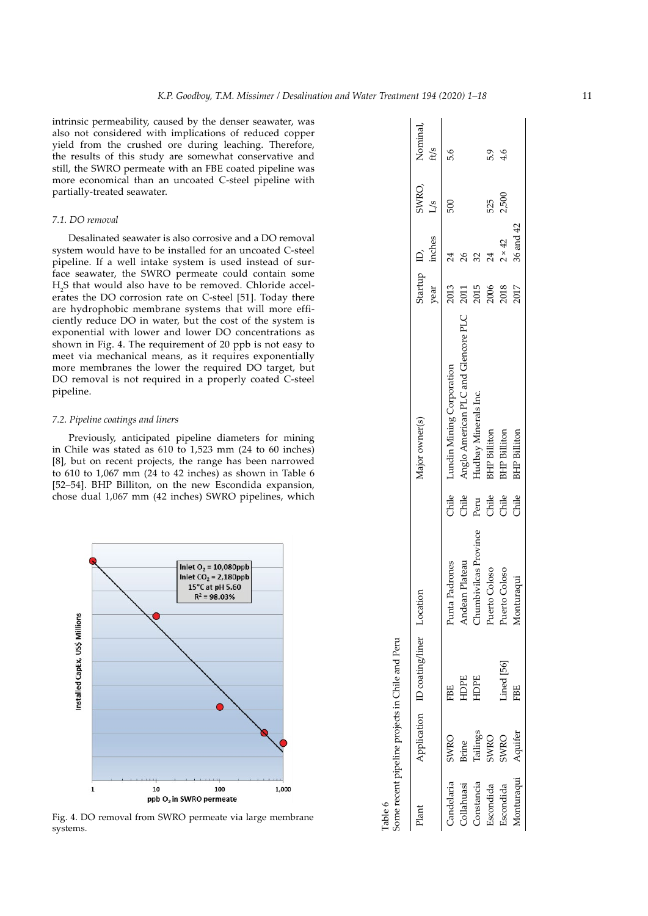intrinsic permeability, caused by the denser seawater, was also not considered with implications of reduced copper yield from the crushed ore during leaching. Therefore, the results of this study are somewhat conservative and still, the SWRO permeate with an FBE coated pipeline was more economical than an uncoated C-steel pipeline with partially-treated seawater.

### 7.1. DO removal

Desalinated seawater is also corrosive and a DO removal system would have to be installed for an uncoated C-steel pipeline. If a well intake system is used instead of surface seawater, the SWRO permeate could contain some $H_2S$ that would also have to be removed. Chloride accelerates the DO corrosion rate on C-steel [51]. Today there are hydrophobic membrane systems that will more efficiently reduce DO in water, but the cost of the system is exponential with lower and lower DO concentrations as shown in Fig. 4. The requirement of 20 ppb is not easy to meet via mechanical means, as it requires exponentially more membranes the lower the required DO target, but DO removal is not required in a properly coated C-steel pipeline.

### 7.2. Pipeline coatings and liners

Previously, anticipated pipeline diameters for mining in Chile was stated as 610 to 1,523 mm (24 to 60 inches) [8], but on recent projects, the range has been narrowed to 610 to 1,067 mm (24 to 42 inches) as shown in Table 6 [52–54]. BHP Billiton, on the new Escondida expansion, chose dual 1,067 mm (42 inches) SWRO pipelines, which

Fig. 4. DO removal from SWRO permeate via large membrane systems.

Table 6
Some recent pipeline projects in Chile and Peru

| Plant | Application | ID coating/liner | Location | | Major owner(s) | Startup year | ID, inches | SWRO, L/s | Nominal, ft/s |
|---|---|---|---|---|---|---|---|---|---|
| Candelaria | SWRO | FBE | Punta Padrones | Chile | Lundin Mining Corporation | 2013 | 24 | 500 | 5.6 |
| Collahuasi | Brine | HDPE | Andean Plateau | Chile | Anglo American PLC and Glencore PLC | 2011 | 26 | | |
| Constancia | Tailings | HDPE | Chumbivilcas Province | Peru | Hudbay Minerals Inc. | 2015 | 32 | | |
| Escondida | SWRO | | Puerto Coloso | Chile | BHP Billiton | 2006 | 24 | 525 | 5.9 |
| Escondida | SWRO | Lined [56] | Puerto Coloso | Chile | BHP Billiton | 2018 | 2 × 42 | 2,500 | 4.6 |
| Monturaqui | Aquifer | FBE | Monturaqui | Chile | BHP Billiton | 2017 | 36 and 42 | | |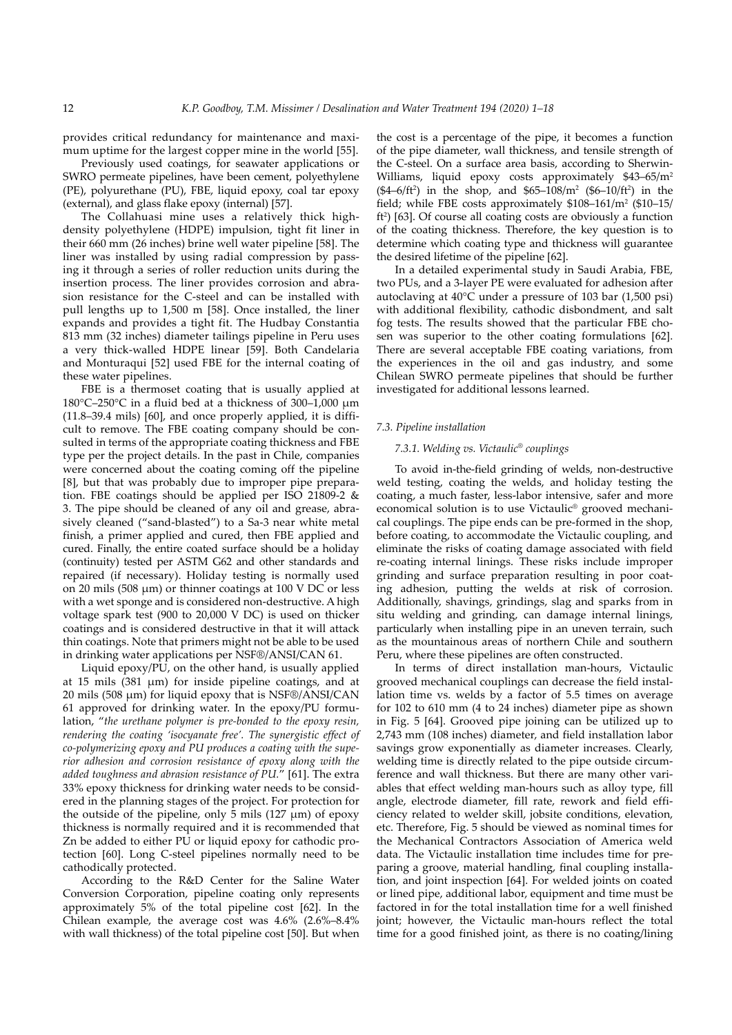provides critical redundancy for maintenance and maximum uptime for the largest copper mine in the world [55].

Previously used coatings, for seawater applications or SWRO permeate pipelines, have been cement, polyethylene (PE), polyurethane (PU), FBE, liquid epoxy, coal tar epoxy (external), and glass flake epoxy (internal) [57].

The Collahuasi mine uses a relatively thick high-density polyethylene (HDPE) impulsion, tight fit liner in their 660 mm (26 inches) brine well water pipeline [58]. The liner was installed by using radial compression by passing it through a series of roller reduction units during the insertion process. The liner provides corrosion and abrasion resistance for the C-steel and can be installed with pull lengths up to 1,500 m [58]. Once installed, the liner expands and provides a tight fit. The Hudbay Constantia 813 mm (32 inches) diameter tailings pipeline in Peru uses a very thick-walled HDPE linear [59]. Both Candelaria and Monturaqui [52] used FBE for the internal coating of these water pipelines.

FBE is a thermoset coating that is usually applied at 180°C–250°C in a fluid bed at a thickness of 300–1,000 μm (11.8–39.4 mils) [60], and once properly applied, it is difficult to remove. The FBE coating company should be consulted in terms of the appropriate coating thickness and FBE type per the project details. In the past in Chile, companies were concerned about the coating coming off the pipeline [8], but that was probably due to improper pipe preparation. FBE coatings should be applied per ISO 21809-2 & 3. The pipe should be cleaned of any oil and grease, abrasively cleaned ("sand-blasted") to a Sa-3 near white metal finish, a primer applied and cured, then FBE applied and cured. Finally, the entire coated surface should be a holiday (continuity) tested per ASTM G62 and other standards and repaired (if necessary). Holiday testing is normally used on 20 mils (508 μm) or thinner coatings at 100 V DC or less with a wet sponge and is considered non-destructive. A high voltage spark test (900 to 20,000 V DC) is used on thicker coatings and is considered destructive in that it will attack thin coatings. Note that primers might not be able to be used in drinking water applications per NSF®/ANSI/CAN 61.

Liquid epoxy/PU, on the other hand, is usually applied at 15 mils (381 μm) for inside pipeline coatings, and at 20 mils (508 μm) for liquid epoxy that is NSF®/ANSI/CAN 61 approved for drinking water. In the epoxy/PU formulation, "*the urethane polymer is pre-bonded to the epoxy resin, rendering the coating 'isocyanate free'. The synergistic effect of co-polymerizing epoxy and PU produces a coating with the superior adhesion and corrosion resistance of epoxy along with the added toughness and abrasion resistance of PU.*" [61]. The extra 33% epoxy thickness for drinking water needs to be considered in the planning stages of the project. For protection for the outside of the pipeline, only 5 mils (127 μm) of epoxy thickness is normally required and it is recommended that Zn be added to either PU or liquid epoxy for cathodic protection [60]. Long C-steel pipelines normally need to be cathodically protected.

According to the R&D Center for the Saline Water Conversion Corporation, pipeline coating only represents approximately 5% of the total pipeline cost [62]. In the Chilean example, the average cost was 4.6% (2.6%–8.4% with wall thickness) of the total pipeline cost [50]. But when the cost is a percentage of the pipe, it becomes a function of the pipe diameter, wall thickness, and tensile strength of the C-steel. On a surface area basis, according to Sherwin-Williams, liquid epoxy costs approximately \$43–65/m$^2$ (\$4–6/ft$^2$) in the shop, and \$65–108/m$^2$ (\$6–10/ft$^2$) in the field; while FBE costs approximately \$108–161/m$^2$ (\$10–15/ft$^2$) [63]. Of course all coating costs are obviously a function of the coating thickness. Therefore, the key question is to determine which coating type and thickness will guarantee the desired lifetime of the pipeline [62].

In a detailed experimental study in Saudi Arabia, FBE, two PUs, and a 3-layer PE were evaluated for adhesion after autoclaving at 40°C under a pressure of 103 bar (1,500 psi) with additional flexibility, cathodic disbondment, and salt fog tests. The results showed that the particular FBE chosen was superior to the other coating formulations [62]. There are several acceptable FBE coating variations, from the experiences in the oil and gas industry, and some Chilean SWRO permeate pipelines that should be further investigated for additional lessons learned.

### 7.3. Pipeline installation

#### 7.3.1. Welding vs. Victaulic® couplings

To avoid in-the-field grinding of welds, non-destructive weld testing, coating the welds, and holiday testing the coating, a much faster, less-labor intensive, safer and more economical solution is to use Victaulic® grooved mechanical couplings. The pipe ends can be pre-formed in the shop, before coating, to accommodate the Victaulic coupling, and eliminate the risks of coating damage associated with field re-coating internal linings. These risks include improper grinding and surface preparation resulting in poor coating adhesion, putting the welds at risk of corrosion. Additionally, shavings, grindings, slag and sparks from in situ welding and grinding, can damage internal linings, particularly when installing pipe in an uneven terrain, such as the mountainous areas of northern Chile and southern Peru, where these pipelines are often constructed.

In terms of direct installation man-hours, Victaulic grooved mechanical couplings can decrease the field installation time vs. welds by a factor of 5.5 times on average for 102 to 610 mm (4 to 24 inches) diameter pipe as shown in Fig. 5 [64]. Grooved pipe joining can be utilized up to 2,743 mm (108 inches) diameter, and field installation labor savings grow exponentially as diameter increases. Clearly, welding time is directly related to the pipe outside circumference and wall thickness. But there are many other variables that effect welding man-hours such as alloy type, fill angle, electrode diameter, fill rate, rework and field efficiency related to welder skill, jobsite conditions, elevation, etc. Therefore, Fig. 5 should be viewed as nominal times for the Mechanical Contractors Association of America weld data. The Victaulic installation time includes time for preparing a groove, material handling, final coupling installation, and joint inspection [64]. For welded joints on coated or lined pipe, additional labor, equipment and time must be factored in for the total installation time for a well finished joint; however, the Victaulic man-hours reflect the total time for a good finished joint, as there is no coating/lining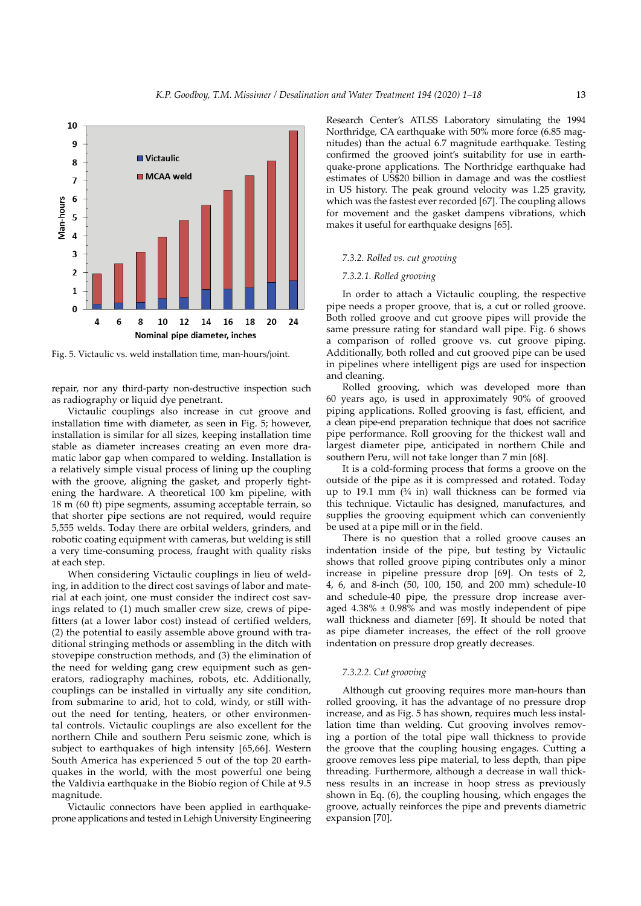Fig. 5. Victaulic vs. weld installation time, man-hours/joint.

repair, nor any third-party non-destructive inspection such as radiography or liquid dye penetrant.

Victaulic couplings also increase in cut groove and installation time with diameter, as seen in Fig. 5; however, installation is similar for all sizes, keeping installation time stable as diameter increases creating an even more dramatic labor gap when compared to welding. Installation is a relatively simple visual process of lining up the coupling with the groove, aligning the gasket, and properly tightening the hardware. A theoretical 100 km pipeline, with 18 m (60 ft) pipe segments, assuming acceptable terrain, so that shorter pipe sections are not required, would require 5,555 welds. Today there are orbital welders, grinders, and robotic coating equipment with cameras, but welding is still a very time-consuming process, fraught with quality risks at each step.

When considering Victaulic couplings in lieu of welding, in addition to the direct cost savings of labor and material at each joint, one must consider the indirect cost savings related to (1) much smaller crew size, crews of pipefitters (at a lower labor cost) instead of certified welders, (2) the potential to easily assemble above ground with traditional stringing methods or assembling in the ditch with stovepipe construction methods, and (3) the elimination of the need for welding gang crew equipment such as generators, radiography machines, robots, etc. Additionally, couplings can be installed in virtually any site condition, from submarine to arid, hot to cold, windy, or still without the need for tenting, heaters, or other environmental controls. Victaulic couplings are also excellent for the northern Chile and southern Peru seismic zone, which is subject to earthquakes of high intensity [65,66]. Western South America has experienced 5 out of the top 20 earthquakes in the world, with the most powerful one being the Valdivia earthquake in the Biobío region of Chile at 9.5 magnitude.

Victaulic connectors have been applied in earthquake-prone applications and tested in Lehigh University Engineering Research Center's ATLSS Laboratory simulating the 1994 Northridge, CA earthquake with 50% more force (6.85 magnitudes) than the actual 6.7 magnitude earthquake. Testing confirmed the grooved joint's suitability for use in earthquake-prone applications. The Northridge earthquake had estimates of US$20 billion in damage and was the costliest in US history. The peak ground velocity was 1.25 gravity, which was the fastest ever recorded [67]. The coupling allows for movement and the gasket dampens vibrations, which makes it useful for earthquake designs [65].

#### *7.3.2. Rolled vs. cut grooving*

##### *7.3.2.1. Rolled grooving*

In order to attach a Victaulic coupling, the respective pipe needs a proper groove, that is, a cut or rolled groove. Both rolled groove and cut groove pipes will provide the same pressure rating for standard wall pipe. Fig. 6 shows a comparison of rolled groove vs. cut groove piping. Additionally, both rolled and cut grooved pipe can be used in pipelines where intelligent pigs are used for inspection and cleaning.

Rolled grooving, which was developed more than 60 years ago, is used in approximately 90% of grooved piping applications. Rolled grooving is fast, efficient, and a clean pipe-end preparation technique that does not sacrifice pipe performance. Roll grooving for the thickest wall and largest diameter pipe, anticipated in northern Chile and southern Peru, will not take longer than 7 min [68].

It is a cold-forming process that forms a groove on the outside of the pipe as it is compressed and rotated. Today up to 19.1 mm (¾ in) wall thickness can be formed via this technique. Victaulic has designed, manufactures, and supplies the grooving equipment which can conveniently be used at a pipe mill or in the field.

There is no question that a rolled groove causes an indentation inside of the pipe, but testing by Victaulic shows that rolled groove piping contributes only a minor increase in pipeline pressure drop [69]. On tests of 2, 4, 6, and 8-inch (50, 100, 150, and 200 mm) schedule-10 and schedule-40 pipe, the pressure drop increase averaged 4.38% ± 0.98% and was mostly independent of pipe wall thickness and diameter [69]. It should be noted that as pipe diameter increases, the effect of the roll groove indentation on pressure drop greatly decreases.

##### *7.3.2.2. Cut grooving*

Although cut grooving requires more man-hours than rolled grooving, it has the advantage of no pressure drop increase, and as Fig. 5 has shown, requires much less installation time than welding. Cut grooving involves removing a portion of the total pipe wall thickness to provide the groove that the coupling housing engages. Cutting a groove removes less pipe material, to less depth, than pipe threading. Furthermore, although a decrease in wall thickness results in an increase in hoop stress as previously shown in Eq. (6), the coupling housing, which engages the groove, actually reinforces the pipe and prevents diametric expansion [70].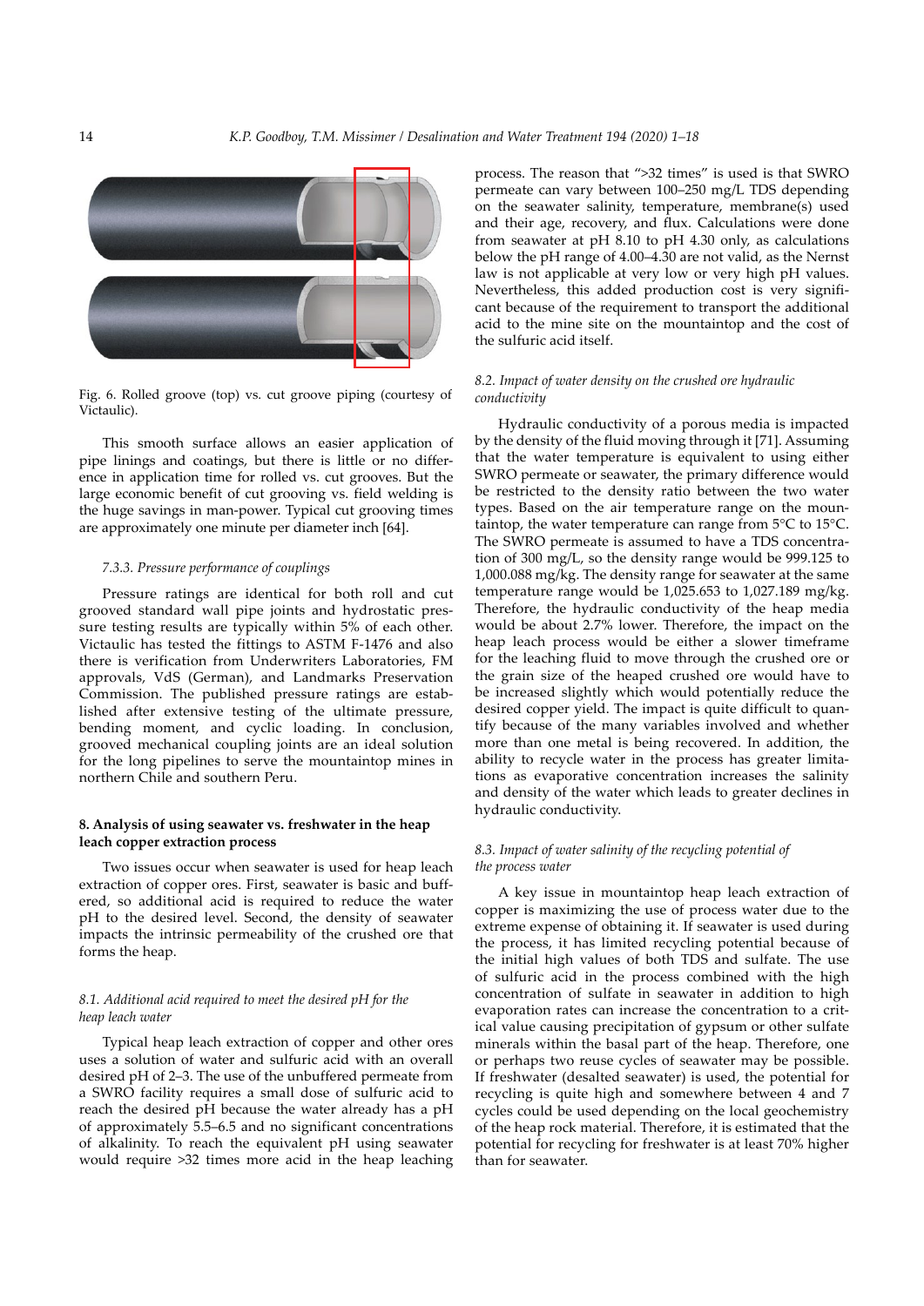Fig. 6. Rolled groove (top) vs. cut groove piping (courtesy of Victaulic).

This smooth surface allows an easier application of pipe linings and coatings, but there is little or no difference in application time for rolled vs. cut grooves. But the large economic benefit of cut grooving vs. field welding is the huge savings in man-power. Typical cut grooving times are approximately one minute per diameter inch [64].

#### *7.3.3. Pressure performance of couplings*

Pressure ratings are identical for both roll and cut grooved standard wall pipe joints and hydrostatic pressure testing results are typically within 5% of each other. Victaulic has tested the fittings to ASTM F-1476 and also there is verification from Underwriters Laboratories, FM approvals, VdS (German), and Landmarks Preservation Commission. The published pressure ratings are established after extensive testing of the ultimate pressure, bending moment, and cyclic loading. In conclusion, grooved mechanical coupling joints are an ideal solution for the long pipelines to serve the mountaintop mines in northern Chile and southern Peru.

## 8. Analysis of using seawater vs. freshwater in the heap leach copper extraction process

Two issues occur when seawater is used for heap leach extraction of copper ores. First, seawater is basic and buffered, so additional acid is required to reduce the water pH to the desired level. Second, the density of seawater impacts the intrinsic permeability of the crushed ore that forms the heap.

### *8.1. Additional acid required to meet the desired pH for the heap leach water*

Typical heap leach extraction of copper and other ores uses a solution of water and sulfuric acid with an overall desired pH of 2–3. The use of the unbuffered permeate from a SWRO facility requires a small dose of sulfuric acid to reach the desired pH because the water already has a pH of approximately 5.5–6.5 and no significant concentrations of alkalinity. To reach the equivalent pH using seawater would require >32 times more acid in the heap leaching process. The reason that ">32 times" is used is that SWRO permeate can vary between 100–250 mg/L TDS depending on the seawater salinity, temperature, membrane(s) used and their age, recovery, and flux. Calculations were done from seawater at pH 8.10 to pH 4.30 only, as calculations below the pH range of 4.00–4.30 are not valid, as the Nernst law is not applicable at very low or very high pH values. Nevertheless, this added production cost is very significant because of the requirement to transport the additional acid to the mine site on the mountaintop and the cost of the sulfuric acid itself.

### *8.2. Impact of water density on the crushed ore hydraulic conductivity*

Hydraulic conductivity of a porous media is impacted by the density of the fluid moving through it [71]. Assuming that the water temperature is equivalent to using either SWRO permeate or seawater, the primary difference would be restricted to the density ratio between the two water types. Based on the air temperature range on the mountaintop, the water temperature can range from 5°C to 15°C. The SWRO permeate is assumed to have a TDS concentration of 300 mg/L, so the density range would be 999.125 to 1,000.088 mg/kg. The density range for seawater at the same temperature range would be 1,025.653 to 1,027.189 mg/kg. Therefore, the hydraulic conductivity of the heap media would be about 2.7% lower. Therefore, the impact on the heap leach process would be either a slower timeframe for the leaching fluid to move through the crushed ore or the grain size of the heaped crushed ore would have to be increased slightly which would potentially reduce the desired copper yield. The impact is quite difficult to quantify because of the many variables involved and whether more than one metal is being recovered. In addition, the ability to recycle water in the process has greater limitations as evaporative concentration increases the salinity and density of the water which leads to greater declines in hydraulic conductivity.

### *8.3. Impact of water salinity of the recycling potential of the process water*

A key issue in mountaintop heap leach extraction of copper is maximizing the use of process water due to the extreme expense of obtaining it. If seawater is used during the process, it has limited recycling potential because of the initial high values of both TDS and sulfate. The use of sulfuric acid in the process combined with the high concentration of sulfate in seawater in addition to high evaporation rates can increase the concentration to a critical value causing precipitation of gypsum or other sulfate minerals within the basal part of the heap. Therefore, one or perhaps two reuse cycles of seawater may be possible. If freshwater (desalted seawater) is used, the potential for recycling is quite high and somewhere between 4 and 7 cycles could be used depending on the local geochemistry of the heap rock material. Therefore, it is estimated that the potential for recycling for freshwater is at least 70% higher than for seawater.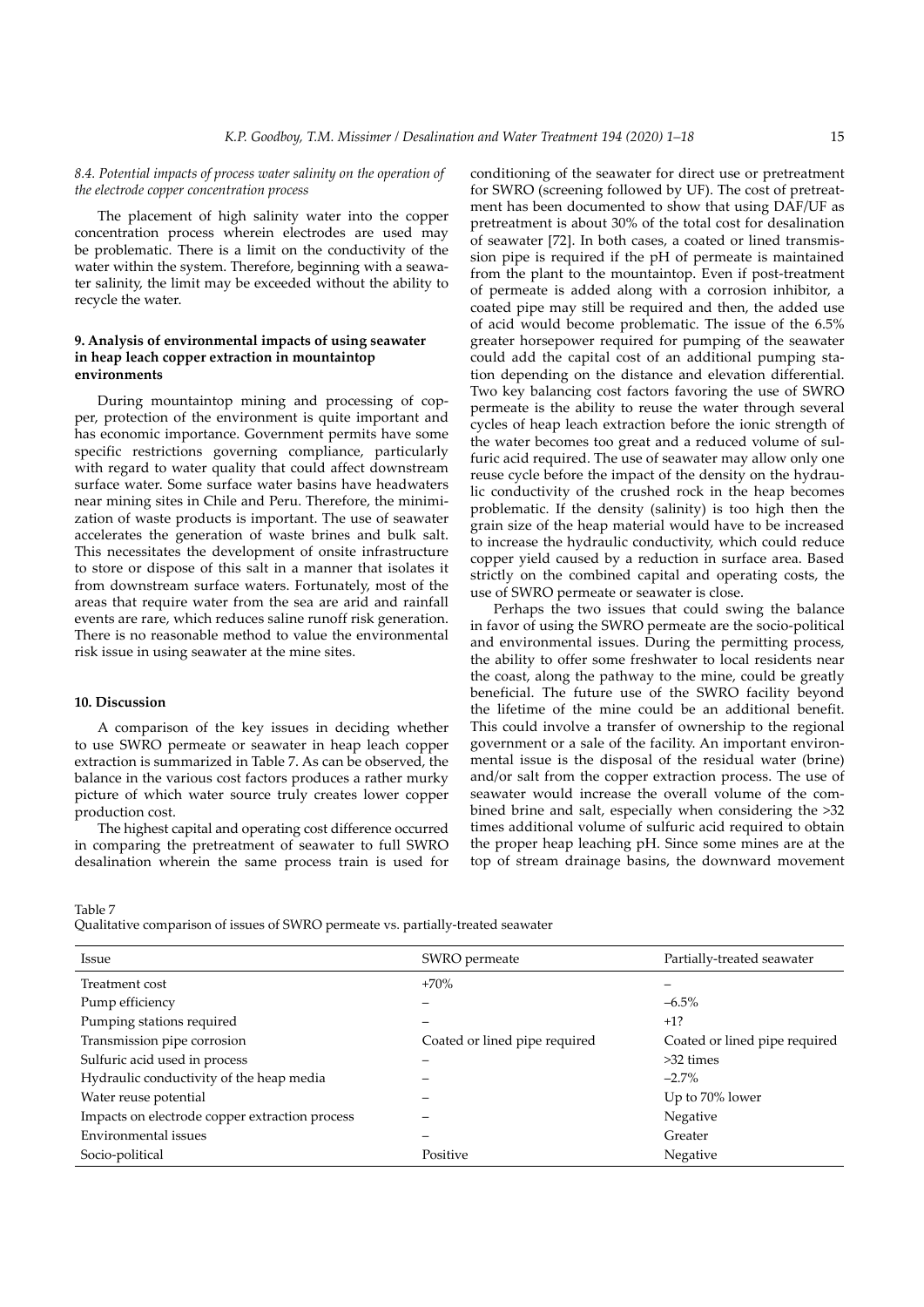### 8.4. Potential impacts of process water salinity on the operation of the electrode copper concentration process

The placement of high salinity water into the copper concentration process wherein electrodes are used may be problematic. There is a limit on the conductivity of the water within the system. Therefore, beginning with a seawater salinity, the limit may be exceeded without the ability to recycle the water.

## 9. Analysis of environmental impacts of using seawater in heap leach copper extraction in mountaintop environments

During mountaintop mining and processing of copper, protection of the environment is quite important and has economic importance. Government permits have some specific restrictions governing compliance, particularly with regard to water quality that could affect downstream surface water. Some surface water basins have headwaters near mining sites in Chile and Peru. Therefore, the minimization of waste products is important. The use of seawater accelerates the generation of waste brines and bulk salt. This necessitates the development of onsite infrastructure to store or dispose of this salt in a manner that isolates it from downstream surface waters. Fortunately, most of the areas that require water from the sea are arid and rainfall events are rare, which reduces saline runoff risk generation. There is no reasonable method to value the environmental risk issue in using seawater at the mine sites.

## 10. Discussion

A comparison of the key issues in deciding whether to use SWRO permeate or seawater in heap leach copper extraction is summarized in Table 7. As can be observed, the balance in the various cost factors produces a rather murky picture of which water source truly creates lower copper production cost.

The highest capital and operating cost difference occurred in comparing the pretreatment of seawater to full SWRO desalination wherein the same process train is used for conditioning of the seawater for direct use or pretreatment for SWRO (screening followed by UF). The cost of pretreatment has been documented to show that using DAF/UF as pretreatment is about 30% of the total cost for desalination of seawater [72]. In both cases, a coated or lined transmission pipe is required if the pH of permeate is maintained from the plant to the mountaintop. Even if post-treatment of permeate is added along with a corrosion inhibitor, a coated pipe may still be required and then, the added use of acid would become problematic. The issue of the 6.5% greater horsepower required for pumping of the seawater could add the capital cost of an additional pumping station depending on the distance and elevation differential. Two key balancing cost factors favoring the use of SWRO permeate is the ability to reuse the water through several cycles of heap leach extraction before the ionic strength of the water becomes too great and a reduced volume of sulfuric acid required. The use of seawater may allow only one reuse cycle before the impact of the density on the hydraulic conductivity of the crushed rock in the heap becomes problematic. If the density (salinity) is too high then the grain size of the heap material would have to be increased to increase the hydraulic conductivity, which could reduce copper yield caused by a reduction in surface area. Based strictly on the combined capital and operating costs, the use of SWRO permeate or seawater is close.

Perhaps the two issues that could swing the balance in favor of using the SWRO permeate are the socio-political and environmental issues. During the permitting process, the ability to offer some freshwater to local residents near the coast, along the pathway to the mine, could be greatly beneficial. The future use of the SWRO facility beyond the lifetime of the mine could be an additional benefit. This could involve a transfer of ownership to the regional government or a sale of the facility. An important environmental issue is the disposal of the residual water (brine) and/or salt from the copper extraction process. The use of seawater would increase the overall volume of the combined brine and salt, especially when considering the >32 times additional volume of sulfuric acid required to obtain the proper heap leaching pH. Since some mines are at the top of stream drainage basins, the downward movement

Table 7
Qualitative comparison of issues of SWRO permeate vs. partially-treated seawater

| Issue | SWRO permeate | Partially-treated seawater |
|---|---|---|
| Treatment cost | +70% | – |
| Pump efficiency | – | –6.5% |
| Pumping stations required | – | +1? |
| Transmission pipe corrosion | Coated or lined pipe required | Coated or lined pipe required |
| Sulfuric acid used in process | – | >32 times |
| Hydraulic conductivity of the heap media | – | –2.7% |
| Water reuse potential | – | Up to 70% lower |
| Impacts on electrode copper extraction process | – | Negative |
| Environmental issues | – | Greater |
| Socio-political | Positive | Negative |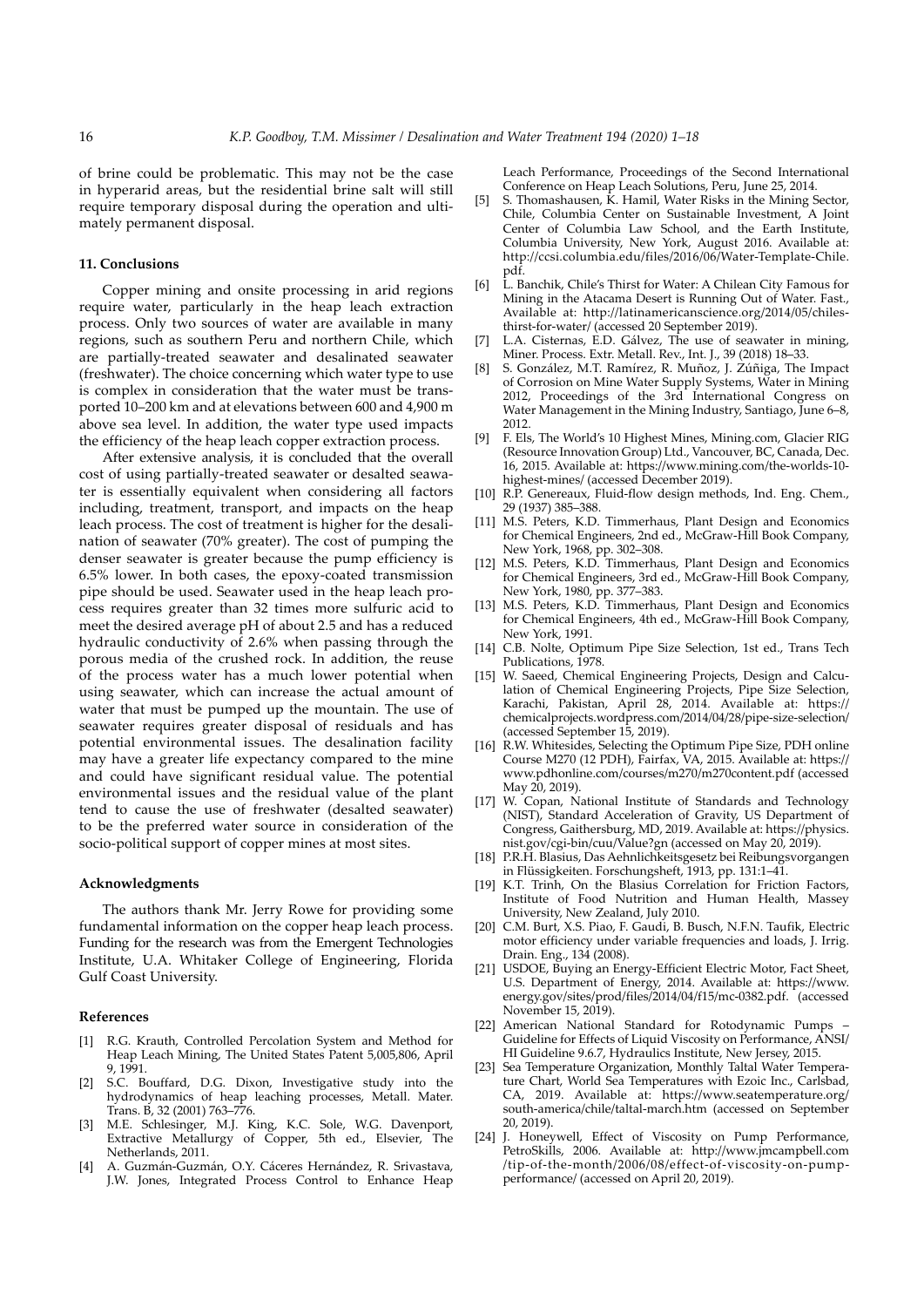of brine could be problematic. This may not be the case in hyperarid areas, but the residential brine salt will still require temporary disposal during the operation and ultimately permanent disposal.

## 11. Conclusions

Copper mining and onsite processing in arid regions require water, particularly in the heap leach extraction process. Only two sources of water are available in many regions, such as southern Peru and northern Chile, which are partially-treated seawater and desalinated seawater (freshwater). The choice concerning which water type to use is complex in consideration that the water must be transported 10–200 km and at elevations between 600 and 4,900 m above sea level. In addition, the water type used impacts the efficiency of the heap leach copper extraction process.

After extensive analysis, it is concluded that the overall cost of using partially-treated seawater or desalted seawater is essentially equivalent when considering all factors including, treatment, transport, and impacts on the heap leach process. The cost of treatment is higher for the desalination of seawater (70% greater). The cost of pumping the denser seawater is greater because the pump efficiency is 6.5% lower. In both cases, the epoxy-coated transmission pipe should be used. Seawater used in the heap leach process requires greater than 32 times more sulfuric acid to meet the desired average pH of about 2.5 and has a reduced hydraulic conductivity of 2.6% when passing through the porous media of the crushed rock. In addition, the reuse of the process water has a much lower potential when using seawater, which can increase the actual amount of water that must be pumped up the mountain. The use of seawater requires greater disposal of residuals and has potential environmental issues. The desalination facility may have a greater life expectancy compared to the mine and could have significant residual value. The potential environmental issues and the residual value of the plant tend to cause the use of freshwater (desalted seawater) to be the preferred water source in consideration of the socio-political support of copper mines at most sites.

### Acknowledgments

The authors thank Mr. Jerry Rowe for providing some fundamental information on the copper heap leach process. Funding for the research was from the Emergent Technologies Institute, U.A. Whitaker College of Engineering, Florida Gulf Coast University.

### References

[1] R.G. Krauth, Controlled Percolation System and Method for Heap Leach Mining, The United States Patent 5,005,806, April 9, 1991.

[2] S.C. Bouffard, D.G. Dixon, Investigative study into the hydrodynamics of heap leaching processes, Metall. Mater. Trans. B, 32 (2001) 763–776.

[3] M.E. Schlesinger, M.J. King, K.C. Sole, W.G. Davenport, Extractive Metallurgy of Copper, 5th ed., Elsevier, The Netherlands, 2011.

[4] A. Guzmán-Guzmán, O.Y. Cáceres Hernández, R. Srivastava, J.W. Jones, Integrated Process Control to Enhance Heap Leach Performance, Proceedings of the Second International Conference on Heap Leach Solutions, Peru, June 25, 2014.

[5] S. Thomashausen, K. Hamil, Water Risks in the Mining Sector, Chile, Columbia Center on Sustainable Investment, A Joint Center of Columbia Law School, and the Earth Institute, Columbia University, New York, August 2016. Available at: http://ccsi.columbia.edu/files/2016/06/Water-Template-Chile.pdf.

[6] L. Banchik, Chile's Thirst for Water: A Chilean City Famous for Mining in the Atacama Desert is Running Out of Water. Fast., Available at: http://latinamericanscience.org/2014/05/chiles-thirst-for-water/ (accessed 20 September 2019).

[7] L.A. Cisternas, E.D. Gálvez, The use of seawater in mining, Miner. Process. Extr. Metall. Rev., Int. J., 39 (2018) 18–33.

[8] S. González, M.T. Ramírez, R. Muñoz, J. Zúñiga, The Impact of Corrosion on Mine Water Supply Systems, Water in Mining 2012, Proceedings of the 3rd International Congress on Water Management in the Mining Industry, Santiago, June 6–8, 2012.

[9] F. Els, The World's 10 Highest Mines, Mining.com, Glacier RIG (Resource Innovation Group) Ltd., Vancouver, BC, Canada, Dec. 16, 2015. Available at: https://www.mining.com/the-worlds-10-highest-mines/ (accessed December 2019).

[10] R.P. Genereaux, Fluid-flow design methods, Ind. Eng. Chem., 29 (1937) 385–388.

[11] M.S. Peters, K.D. Timmerhaus, Plant Design and Economics for Chemical Engineers, 2nd ed., McGraw-Hill Book Company, New York, 1968, pp. 302–308.

[12] M.S. Peters, K.D. Timmerhaus, Plant Design and Economics for Chemical Engineers, 3rd ed., McGraw-Hill Book Company, New York, 1980, pp. 377–383.

[13] M.S. Peters, K.D. Timmerhaus, Plant Design and Economics for Chemical Engineers, 4th ed., McGraw-Hill Book Company, New York, 1991.

[14] C.B. Nolte, Optimum Pipe Size Selection, 1st ed., Trans Tech Publications, 1978.

[15] W. Saeed, Chemical Engineering Projects, Design and Calculation of Chemical Engineering Projects, Pipe Size Selection, Karachi, Pakistan, April 28, 2014. Available at: https://chemicalprojects.wordpress.com/2014/04/28/pipe-size-selection/ (accessed September 15, 2019).

[16] R.W. Whitesides, Selecting the Optimum Pipe Size, PDH online Course M270 (12 PDH), Fairfax, VA, 2015. Available at: https://www.pdhonline.com/courses/m270/m270content.pdf (accessed May 20, 2019).

[17] W. Copan, National Institute of Standards and Technology (NIST), Standard Acceleration of Gravity, US Department of Congress, Gaithersburg, MD, 2019. Available at: https://physics.nist.gov/cgi-bin/cuu/Value?gn (accessed on May 20, 2019).

[18] P.R.H. Blasius, Das Aehnlichkeitsgesetz bei Reibungsvorgangen in Flüssigkeiten. Forschungsheft, 1913, pp. 131:1–41.

[19] K.T. Trinh, On the Blasius Correlation for Friction Factors, Institute of Food Nutrition and Human Health, Massey University, New Zealand, July 2010.

[20] C.M. Burt, X.S. Piao, F. Gaudi, B. Busch, N.F.N. Taufik, Electric motor efficiency under variable frequencies and loads, J. Irrig. Drain. Eng., 134 (2008).

[21] USDOE, Buying an Energy-Efficient Electric Motor, Fact Sheet, U.S. Department of Energy, 2014. Available at: https://www.energy.gov/sites/prod/files/2014/04/f15/mc-0382.pdf. (accessed November 15, 2019).

[22] American National Standard for Rotodynamic Pumps – Guideline for Effects of Liquid Viscosity on Performance, ANSI/HI Guideline 9.6.7, Hydraulics Institute, New Jersey, 2015.

[23] Sea Temperature Organization, Monthly Taltal Water Temperature Chart, World Sea Temperatures with Ezoic Inc., Carlsbad, CA, 2019. Available at: https://www.seatemperature.org/south-america/chile/taltal-march.htm (accessed on September 20, 2019).

[24] J. Honeywell, Effect of Viscosity on Pump Performance, PetroSkills, 2006. Available at: http://www.jmcampbell.com/tip-of-the-month/2006/08/effect-of-viscosity-on-pump-performance/ (accessed on April 20, 2019).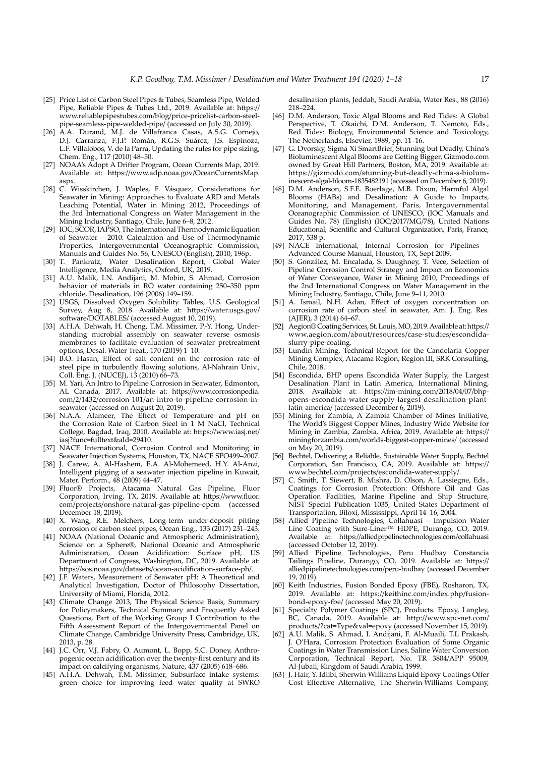[25] Price List of Carbon Steel Pipes & Tubes, Seamless Pipe, Welded Pipe, Reliable Pipes & Tubes Ltd., 2019. Available at: https://www.reliablepipestubes.com/blog/price-pricelist-carbon-steel-pipe-seamless-pipe-welded-pipe/ (accessed on July 30, 2019).

[26] A.A. Durand, M.J. de Villafranca Casas, A.S.G. Cornejo, D.J. Carranza, F.J.P. Román, R.G.S. Suárez, J.S. Espinoza, L.F. Villalobos, V. de la Parra, Updating the rules for pipe sizing, Chem. Eng., 117 (2010) 48–50.

[27] NOAA's Adopt A Drifter Program, Ocean Currents Map, 2019. Available at: https://www.adp.noaa.gov/OceanCurrentsMap.aspx.

[28] C. Wisskirchen, J. Waples, F. Vásquez, Considerations for Seawater in Mining: Approaches to Evaluate ARD and Metals Leaching Potential, Water in Mining 2012, Proceedings of the 3rd International Congress on Water Management in the Mining Industry, Santiago, Chile, June 6–8, 2012.

[29] IOC, SCOR, IAPSO, The International Thermodynamic Equation of Seawater – 2010: Calculation and Use of Thermodynamic Properties, Intergovernmental Oceanographic Commission, Manuals and Guides No. 56, UNESCO (English), 2010, 196p.

[30] T. Pankratz, Water Desalination Report, Global Water Intelligence, Media Analytics, Oxford, UK, 2019.

[31] A.U. Malik, I.N. Andijani, M. Mobin, S. Ahmad, Corrosion behavior of materials in RO water containing 250–350 ppm chloride, Desalination, 196 (2006) 149–159.

[32] USGS, Dissolved Oxygen Solubility Tables, U.S. Geological Survey, Aug 8, 2018. Available at: https://water.usgs.gov/software/DOTABLES/ (accessed August 10, 2019).

[33] A.H.A. Dehwah, H. Cheng, T.M. Missimer, P.-Y. Hong, Understanding microbial assembly on seawater reverse osmosis membranes to facilitate evaluation of seawater pretreatment options, Desal. Water Treat., 170 (2019) 1–10.

[34] B.O. Hasan, Effect of salt content on the corrosion rate of steel pipe in turbulently flowing solutions, Al-Nahrain Univ., Coll. Eng. J. (NUCEJ), 13 (2010) 66–73.

[35] M. Yari, An Intro to Pipeline Corrosion in Seawater, Edmonton, AL Canada, 2017. Available at: https://www.corrosionpedia.com/2/1432/corrosion-101/an-intro-to-pipeline-corrosion-in-seawater (accessed on August 20, 2019).

[36] N.A.A. Alameer, The Effect of Temperature and pH on the Corrosion Rate of Carbon Steel in 1 M NaCl, Technical College, Bagdad, Iraq, 2010. Available at: https://www.iasj.net/iasj?func=fulltext&aId=29410.

[37] NACE International, Corrosion Control and Monitoring in Seawater Injection Systems, Houston, TX, NACE SPO499–2007.

[38] J. Carew, A. Al-Hashem, E.A. Al-Mohemeed, H.Y. Al-Anzi, Intelligent pigging of a seawater injection pipeline in Kuwait, Mater. Perform., 48 (2009) 44–47.

[39] Fluor® Projects, Atacama Natural Gas Pipeline, Fluor Corporation, Irving, TX, 2019. Available at: https://www.fluor.com/projects/onshore-natural-gas-pipeline-epcm (accessed December 18, 2019).

[40] X. Wang, R.E. Melchers, Long-term under-deposit pitting corrosion of carbon steel pipes, Ocean Eng., 133 (2017) 231–243.

[41] NOAA (National Oceanic and Atmospheric Administration), Science on a Sphere®, National Oceanic and Atmospheric Administration, Ocean Acidification: Surface pH, US Department of Congress, Washington, DC, 2019. Available at: https://sos.noaa.gov/datasets/ocean-acidification-surface-ph/.

[42] J.F. Hires, Measurement of Seawater pH: A Theoretical and Analytical Investigation, Doctor of Philosophy Dissertation, University of Miami, Florida, 2012.

[43] Climate Change 2013, The Physical Science Basis, Summary for Policymakers, Technical Summary and Frequently Asked Questions, Part of the Working Group I Contribution to the Fifth Assessment Report of the Intergovernmental Panel on Climate Change, Cambridge University Press, Cambridge, UK, 2013, p. 28.

[44] J.C. Orr, V.J. Fabry, O. Aumont, L. Bopp, S.C. Doney, Anthropogenic ocean acidification over the twenty-first century and its impact on calcifying organisms, Nature, 437 (2005) 618–686.

[45] A.H.A. Dehwah, T.M. Missimer, Subsurface intake systems: green choice for improving feed water quality at SWRO desalination plants, Jeddah, Saudi Arabia, Water Res., 88 (2016) 218–224.

[46] D.M. Anderson, Toxic Algal Blooms and Red Tides: A Global Perspective, T. Okaichi, D.M. Anderson, T. Nemoto, Eds., Red Tides: Biology, Environmental Science and Toxicology, The Netherlands, Elsevier, 1989, pp. 11–16.

[47] G. Dvorsky, Sigma Xi SmartBrief, Stunning but Deadly, China's Bioluminescent Algal Blooms are Getting Bigger, Gizmodo.com owned by Great Hill Partners, Boston, MA, 2019. Available at: https://gizmodo.com/stunning-but-deadly-china-s-bioluminescent-algal-bloom-1835482191 (accessed on December 6, 2019).

[48] D.M. Anderson, S.F.E. Boerlage, M.B. Dixon, Harmful Algal Blooms (HABs) and Desalination: A Guide to Impacts, Monitoring, and Management, Paris, Intergovernmental Oceanographic Commission of UNESCO, (IOC Manuals and Guides No. 78) (English) (IOC/2017/MG/78), United Nations Educational, Scientific and Cultural Organization, Paris, France, 2017, 538 p.

[49] NACE International, Internal Corrosion for Pipelines – Advanced Course Manual, Houston, TX, Sept 2009.

[50] S. González, M. Encalada, S. Daughney, T. Vece, Selection of Pipeline Corrosion Control Strategy and Impact on Economics of Water Conveyance, Water in Mining 2010, Proceedings of the 2nd International Congress on Water Management in the Mining Industry, Santiago, Chile, June 9–11, 2010.

[51] A. Ismail, N.H. Adan, Effect of oxygen concentration on corrosion rate of carbon steel in seawater, Am. J. Eng. Res. (AJER), 3 (2014) 64–67.

[52] Aegion® Coating Services, St. Louis, MO, 2019. Available at: https://www.aegion.com/about/resources/case-studies/escondida-slurry-pipe-coating.

[53] Lundin Mining, Technical Report for the Candelaria Copper Mining Complex, Atacama Region, Region III, SRK Consulting, Chile, 2018.

[54] Escondida, BHP opens Escondida Water Supply, the Largest Desalination Plant in Latin America, International Mining, 2018. Available at: https://im-mining.com/2018/04/07/bhp-opens-escondida-water-supply-largest-desalination-plant-latin-america/ (accessed December 6, 2019).

[55] Mining for Zambia, A Zambia Chamber of Mines Initiative, The World's Biggest Copper Mines, Industry Wide Website for Mining in Zambia, Zambia, Africa, 2019. Available at: https://miningforzambia.com/worlds-biggest-copper-mines/ (accessed on May 20, 2019).

[56] Bechtel, Delivering a Reliable, Sustainable Water Supply, Bechtel Corporation, San Francisco, CA, 2019. Available at: https://www.bechtel.com/projects/escondida-water-supply/.

[57] C. Smith, T. Siewert, B. Mishra, D. Olson, A. Lassiegne, Eds., Coatings for Corrosion Protection: Offshore Oil and Gas Operation Facilities, Marine Pipeline and Ship Structure, NIST Special Publication 1035, United States Department of Transportation, Biloxi, Mississippi, April 14–16, 2004.

[58] Allied Pipeline Technologies, Collahuasi – Impulsion Water Line Coating with Sure-Liner™ HDPE, Durango, CO, 2019. Available at: https://alliedpipelinetechnologies.com/collahuasi (accessed October 12, 2019).

[59] Allied Pipeline Technologies, Peru Hudbay Constancia Tailings Pipeline, Durango, CO, 2019. Available at: https://alliedpipelinetechnologies.com/peru-hudbay (accessed December 19, 2019).

[60] Keith Industries, Fusion Bonded Epoxy (FBE), Rosharon, TX, 2019. Available at: https://keithinc.com/index.php/fusion-bond-epoxy-fbe/ (accessed May 20, 2019).

[61] Specialty Polymer Coatings (SPC), Products. Epoxy, Langley, BC, Canada, 2019. Available at: http://www.spc-net.com/products/?cat=Type&val=epoxy (accessed November 15, 2019).

[62] A.U. Malik, S. Ahmad, I. Andijani, F. Al-Muaili, T.L Prakash, J. O'Hara, Corrosion Protection Evaluation of Some Organic Coatings in Water Transmission Lines, Saline Water Conversion Corporation, Technical Report, No. TR 3804/APP 95009, Al-Jubail, Kingdom of Saudi Arabia, 1999.

[63] J. Hair, Y. Idlibi, Sherwin-Williams Liquid Epoxy Coatings Offer Cost Effective Alternative, The Sherwin-Williams Company,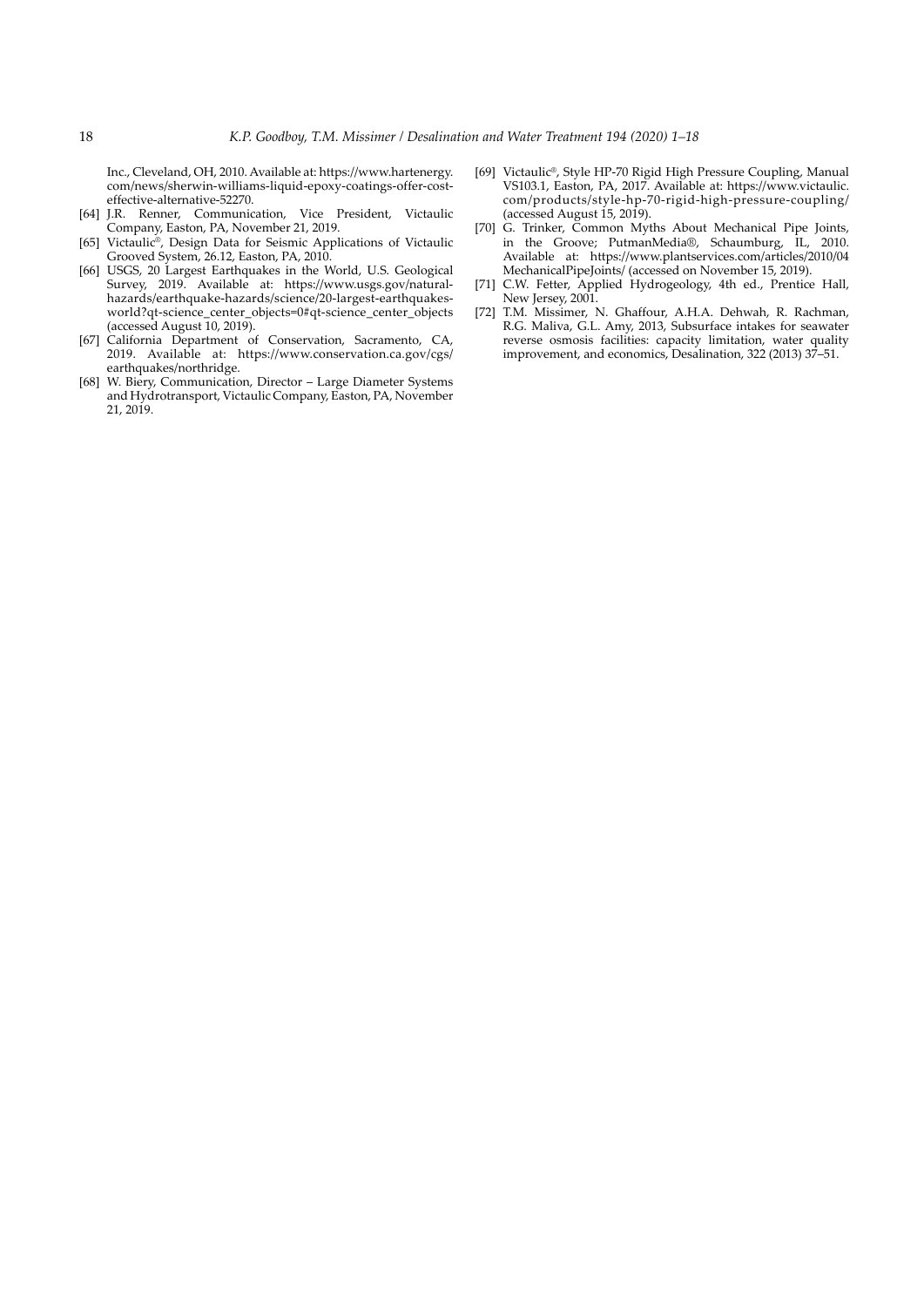Inc., Cleveland, OH, 2010. Available at: https://www.hartenergy.com/news/sherwin-williams-liquid-epoxy-coatings-offer-cost-effective-alternative-52270.

[64] J.R. Renner, Communication, Vice President, Victaulic Company, Easton, PA, November 21, 2019.

[65] Victaulic®, Design Data for Seismic Applications of Victaulic Grooved System, 26.12, Easton, PA, 2010.

[66] USGS, 20 Largest Earthquakes in the World, U.S. Geological Survey, 2019. Available at: https://www.usgs.gov/natural-hazards/earthquake-hazards/science/20-largest-earthquakes-world?qt-science_center_objects=0#qt-science_center_objects (accessed August 10, 2019).

[67] California Department of Conservation, Sacramento, CA, 2019. Available at: https://www.conservation.ca.gov/cgs/earthquakes/northridge.

[68] W. Biery, Communication, Director – Large Diameter Systems and Hydrotransport, Victaulic Company, Easton, PA, November 21, 2019.

[69] Victaulic®, Style HP-70 Rigid High Pressure Coupling, Manual VS103.1, Easton, PA, 2017. Available at: https://www.victaulic.com/products/style-hp-70-rigid-high-pressure-coupling/ (accessed August 15, 2019).

[70] G. Trinker, Common Myths About Mechanical Pipe Joints, in the Groove; PutmanMedia®, Schaumburg, IL, 2010. Available at: https://www.plantservices.com/articles/2010/04MechanicalPipeJoints/ (accessed on November 15, 2019).

[71] C.W. Fetter, Applied Hydrogeology, 4th ed., Prentice Hall, New Jersey, 2001.

[72] T.M. Missimer, N. Ghaffour, A.H.A. Dehwah, R. Rachman, R.G. Maliva, G.L. Amy, 2013, Subsurface intakes for seawater reverse osmosis facilities: capacity limitation, water quality improvement, and economics, Desalination, 322 (2013) 37–51.